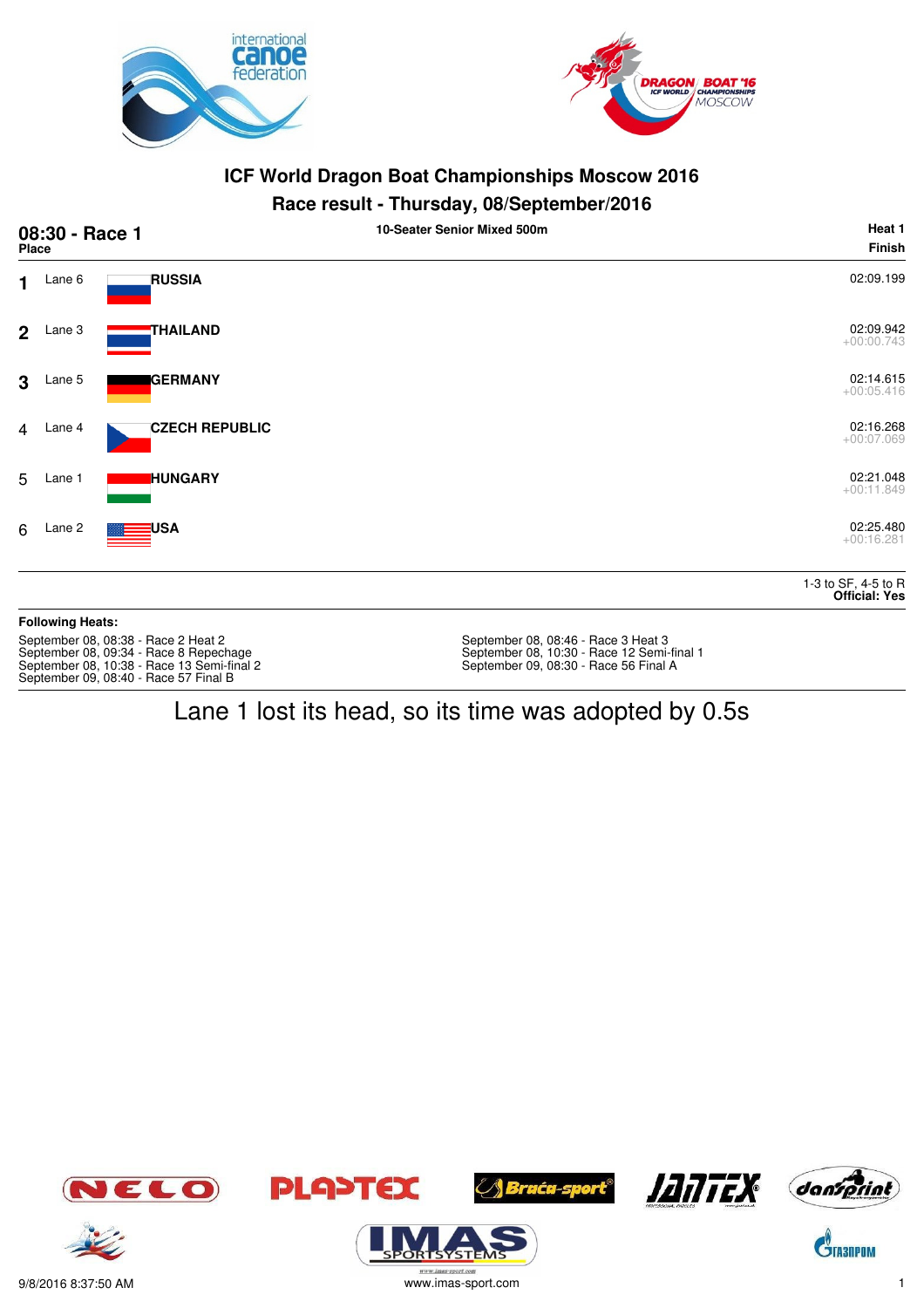# ICF World Dragon Boat Championships Moscow 2016

## Race result - Thursday, 08/September/2016

**08:30 - Race 1** — 10-Seater Senior Mixed 500m — **Heat 1**

| Place | Lane | Country | Finish |
|---|---|---|---|
| 1 | Lane 6 | **RUSSIA** | 02:09.199 |
| 2 | Lane 3 | **THAILAND** | 02:09.942 +00:00.743 |
| 3 | Lane 5 | **GERMANY** | 02:14.615 +00:05.416 |
| 4 | Lane 4 | **CZECH REPUBLIC** | 02:16.268 +00:07.069 |
| 5 | Lane 1 | **HUNGARY** | 02:21.048 +00:11.849 |
| 6 | Lane 2 | **USA** | 02:25.480 +00:16.281 |

1-3 to SF, 4-5 to R
**Official: Yes**

**Following Heats:**

September 08, 08:38 - Race 2 Heat 2
September 08, 09:34 - Race 8 Repechage
September 08, 10:38 - Race 13 Semi-final 2
September 09, 08:40 - Race 57 Final B
September 08, 08:46 - Race 3 Heat 3
September 08, 10:30 - Race 12 Semi-final 1
September 09, 08:30 - Race 56 Final A

Lane 1 lost its head, so its time was adopted by 0.5s

9/8/2016 8:37:50 AM
www.imas-sport.com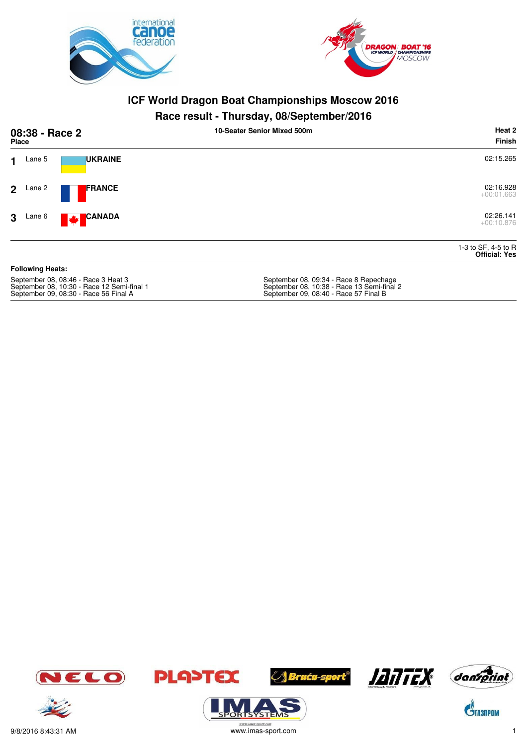# ICF World Dragon Boat Championships Moscow 2016

## Race result - Thursday, 08/September/2016

**08:38 - Race 2** | **10-Seater Senior Mixed 500m** | **Heat 2**

| Place | Lane | Country | Finish |
|---|---|---|---|
| 1 | Lane 5 | **UKRAINE** | 02:15.265 |
| 2 | Lane 2 | **FRANCE** | 02:16.928 +00:01.663 |
| 3 | Lane 6 | **CANADA** | 02:26.141 +00:10.876 |

1-3 to SF, 4-5 to R
**Official: Yes**

**Following Heats:**

September 08, 08:46 - Race 3 Heat 3
September 08, 10:30 - Race 12 Semi-final 1
September 09, 08:30 - Race 56 Final A
September 08, 09:34 - Race 8 Repechage
September 08, 10:38 - Race 13 Semi-final 2
September 09, 08:40 - Race 57 Final B

9/8/2016 8:43:31 AM
www.imas-sport.com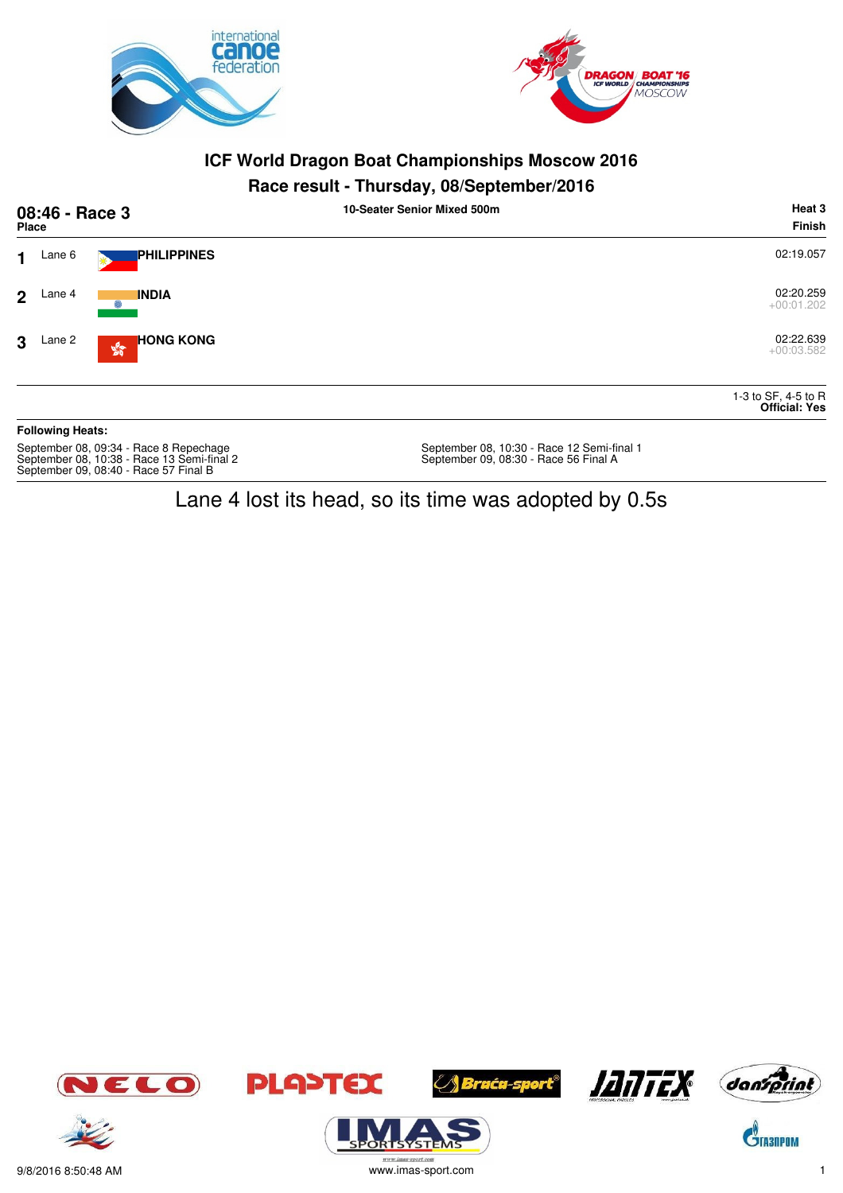# ICF World Dragon Boat Championships Moscow 2016

## Race result - Thursday, 08/September/2016

**08:46 - Race 3** — **10-Seater Senior Mixed 500m** — **Heat 3**

| Place | Lane | Team | Finish |
|---|---|---|---|
| 1 | Lane 6 | **PHILIPPINES** | 02:19.057 |
| 2 | Lane 4 | **INDIA** | 02:20.259<br>+00:01.202 |
| 3 | Lane 2 | **HONG KONG** | 02:22.639<br>+00:03.582 |

1-3 to SF, 4-5 to R
**Official: Yes**

**Following Heats:**

September 08, 09:34 - Race 8 Repechage
September 08, 10:38 - Race 13 Semi-final 2
September 09, 08:40 - Race 57 Final B
September 08, 10:30 - Race 12 Semi-final 1
September 09, 08:30 - Race 56 Final A

Lane 4 lost its head, so its time was adopted by 0.5s

9/8/2016 8:50:48 AM

www.imas-sport.com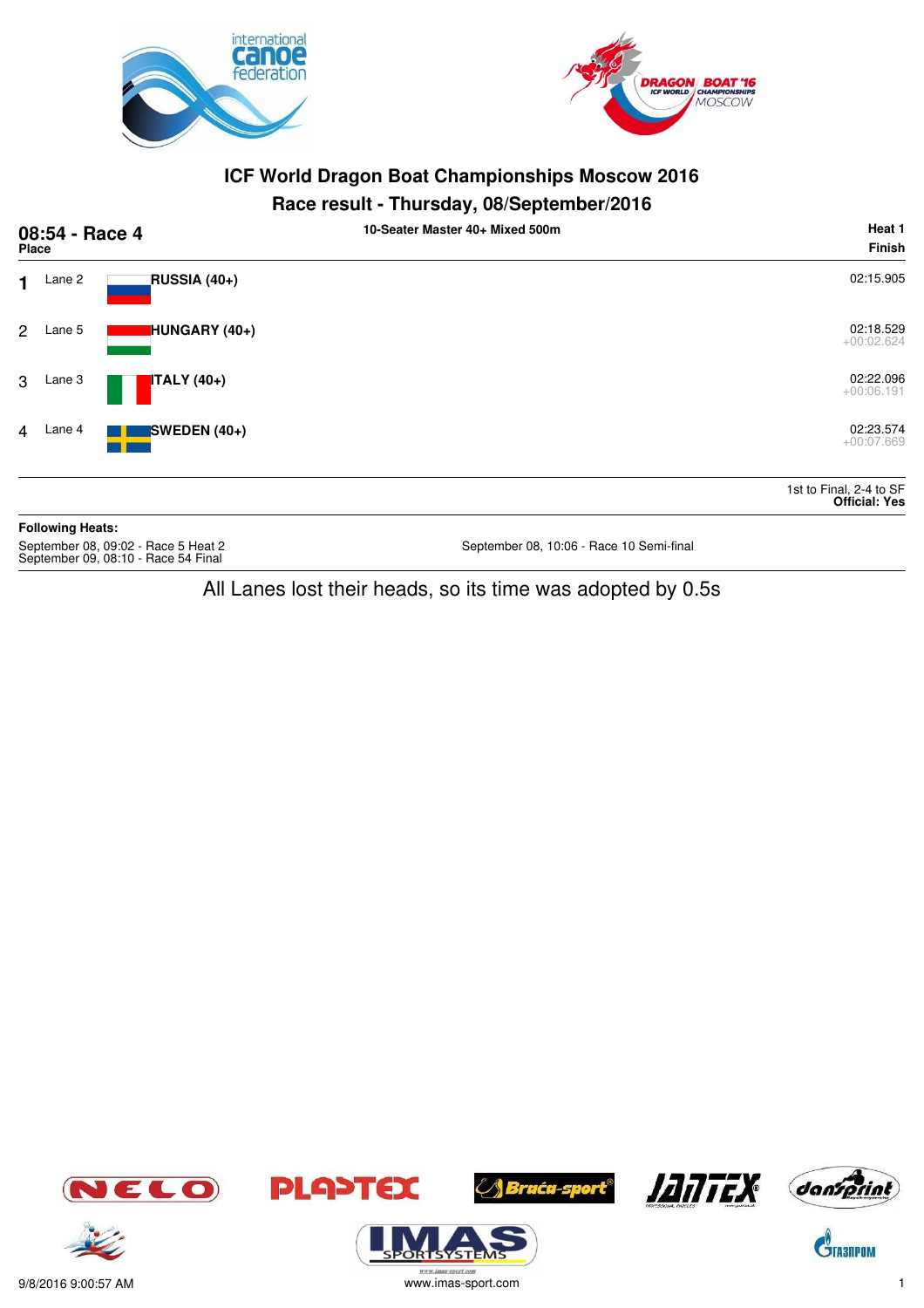# ICF World Dragon Boat Championships Moscow 2016

## Race result - Thursday, 08/September/2016

**08:54 - Race 4** — 10-Seater Master 40+ Mixed 500m — **Heat 1**

| Place | Lane | Crew | Finish |
|---|---|---|---|
| 1 | Lane 2 | **RUSSIA (40+)** | 02:15.905 |
| 2 | Lane 5 | **HUNGARY (40+)** | 02:18.529<br>+00:02.624 |
| 3 | Lane 3 | **ITALY (40+)** | 02:22.096<br>+00:06.191 |
| 4 | Lane 4 | **SWEDEN (40+)** | 02:23.574<br>+00:07.669 |

1st to Final, 2-4 to SF
**Official: Yes**

**Following Heats:**

September 08, 09:02 - Race 5 Heat 2
September 09, 08:10 - Race 54 Final
September 08, 10:06 - Race 10 Semi-final

All Lanes lost their heads, so its time was adopted by 0.5s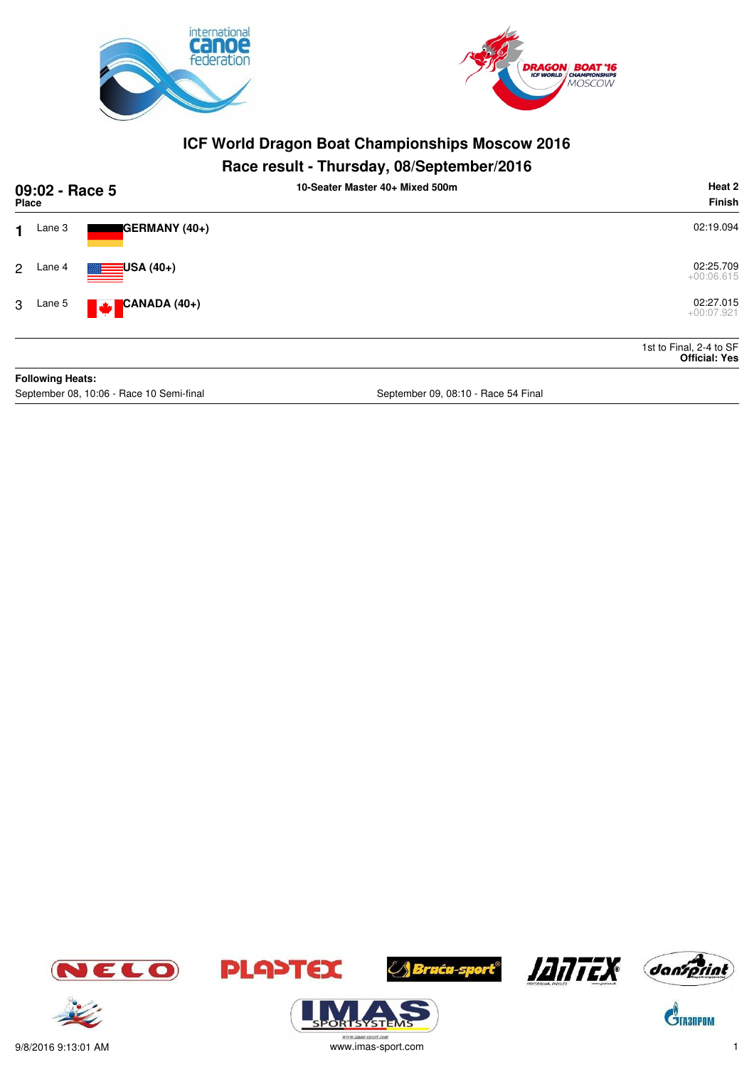# ICF World Dragon Boat Championships Moscow 2016

## Race result - Thursday, 08/September/2016

**09:02 - Race 5** | **10-Seater Master 40+ Mixed 500m** | **Heat 2**

| Place | Lane | Team | Finish |
|---|---|---|---|
| 1 | Lane 3 | **GERMANY (40+)** | 02:19.094 |
| 2 | Lane 4 | **USA (40+)** | 02:25.709 +00:06.615 |
| 3 | Lane 5 | **CANADA (40+)** | 02:27.015 +00:07.921 |

1st to Final, 2-4 to SF
**Official: Yes**

**Following Heats:**

September 08, 10:06 - Race 10 Semi-final

September 09, 08:10 - Race 54 Final

9/8/2016 9:13:01 AM

www.imas-sport.com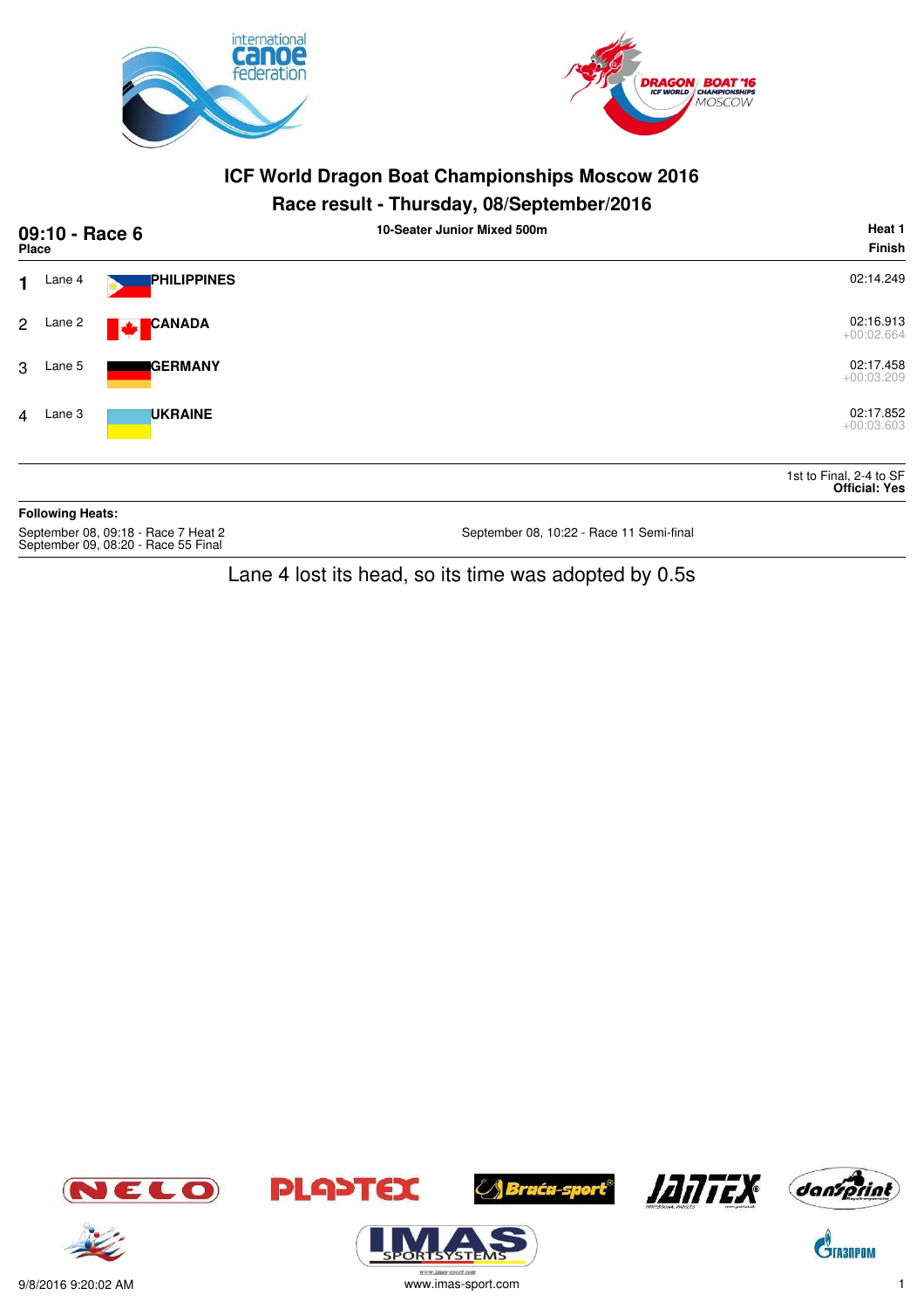# ICF World Dragon Boat Championships Moscow 2016

## Race result - Thursday, 08/September/2016

**09:10 - Race 6** — **10-Seater Junior Mixed 500m** — **Heat 1**

| Place | Lane | Country | Finish |
|---|---|---|---|
| 1 | Lane 4 | **PHILIPPINES** | 02:14.249 |
| 2 | Lane 2 | **CANADA** | 02:16.913<br>+00:02.664 |
| 3 | Lane 5 | **GERMANY** | 02:17.458<br>+00:03.209 |
| 4 | Lane 3 | **UKRAINE** | 02:17.852<br>+00:03.603 |

1st to Final, 2-4 to SF
**Official: Yes**

**Following Heats:**

September 08, 09:18 - Race 7 Heat 2
September 09, 08:20 - Race 55 Final
September 08, 10:22 - Race 11 Semi-final

Lane 4 lost its head, so its time was adopted by 0.5s

9/8/2016 9:20:02 AM

www.imas-sport.com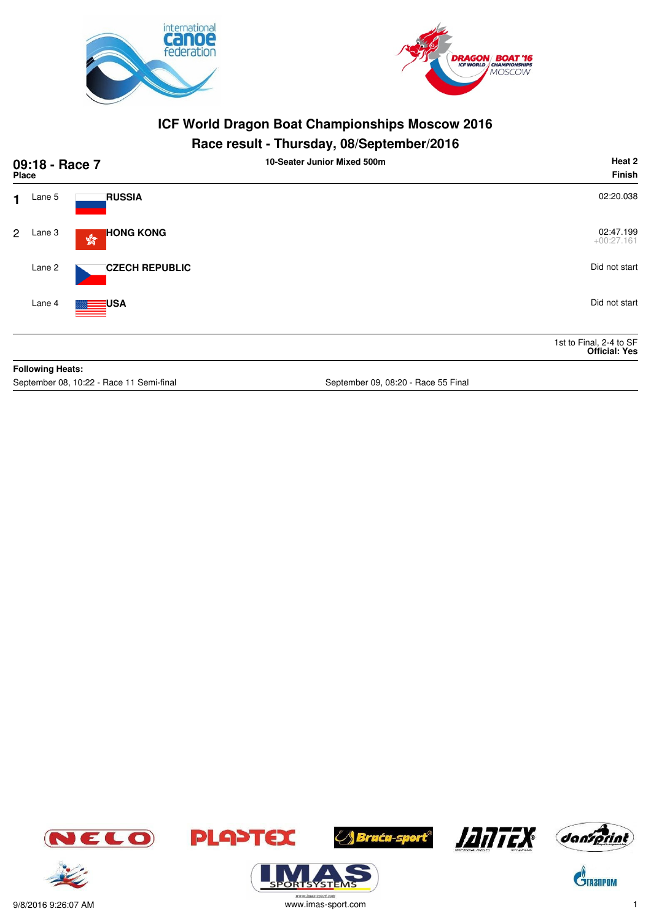# ICF World Dragon Boat Championships Moscow 2016

## Race result - Thursday, 08/September/2016

**09:18 - Race 7** | **10-Seater Junior Mixed 500m** | **Heat 2**

| Place | Lane | Country | Finish |
|---|---|---|---|
| 1 | Lane 5 | **RUSSIA** | 02:20.038 |
| 2 | Lane 3 | **HONG KONG** | 02:47.199<br>+00:27.161 |
| | Lane 2 | **CZECH REPUBLIC** | Did not start |
| | Lane 4 | **USA** | Did not start |

1st to Final, 2-4 to SF
**Official: Yes**

**Following Heats:**

September 08, 10:22 - Race 11 Semi-final

September 09, 08:20 - Race 55 Final

9/8/2016 9:26:07 AM

www.imas-sport.com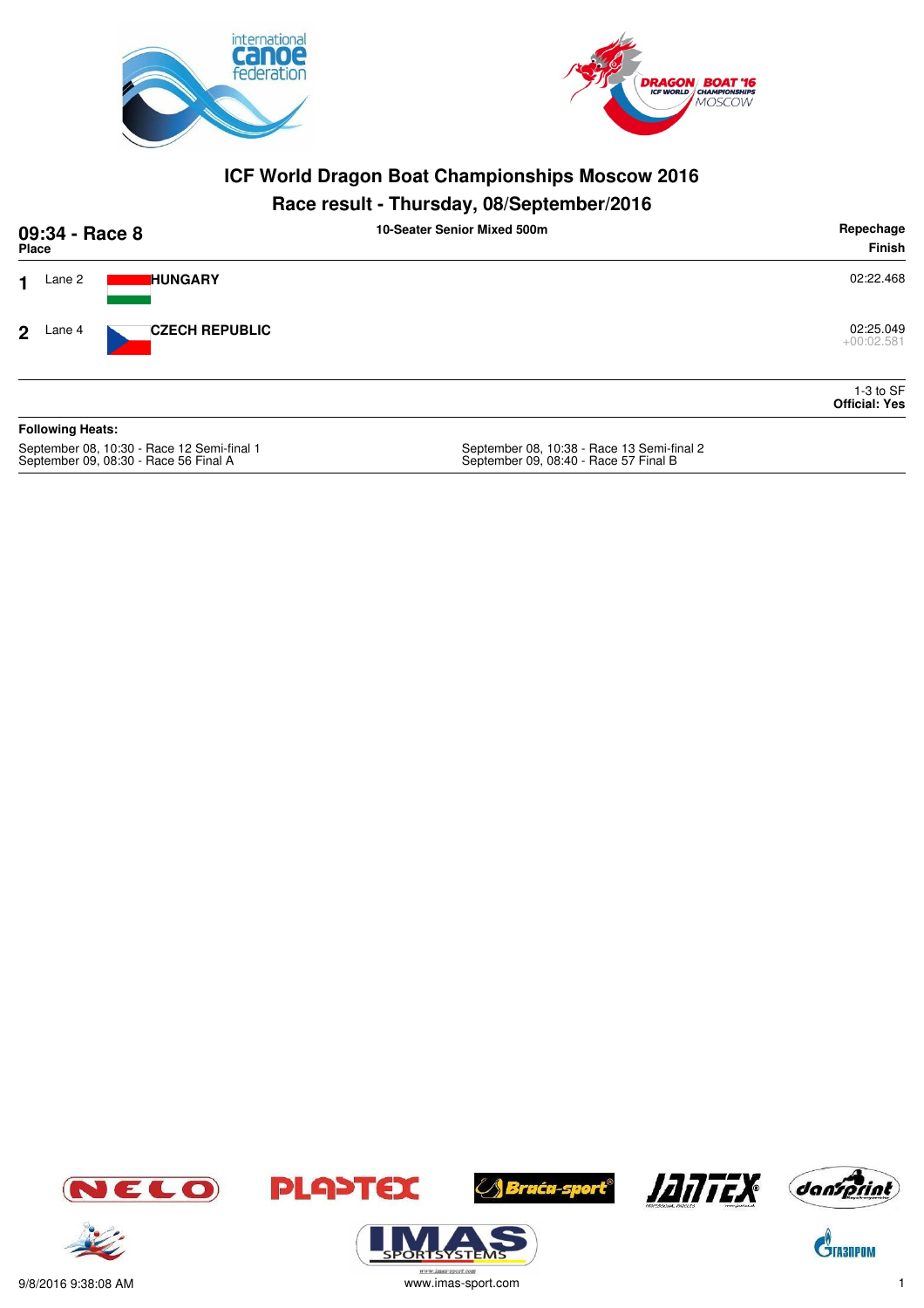# ICF World Dragon Boat Championships Moscow 2016

## Race result - Thursday, 08/September/2016

### 09:34 - Race 8

10-Seater Senior Mixed 500m

Repechage

| Place | Lane | Team | Finish |
|---|---|---|---|
| 1 | Lane 2 | HUNGARY | 02:22.468 |
| 2 | Lane 4 | CZECH REPUBLIC | 02:25.049<br>+00:02.581 |

1-3 to SF
**Official: Yes**

**Following Heats:**

September 08, 10:30 - Race 12 Semi-final 1
September 09, 08:30 - Race 56 Final A
September 08, 10:38 - Race 13 Semi-final 2
September 09, 08:40 - Race 57 Final B

9/8/2016 9:38:08 AM
www.imas-sport.com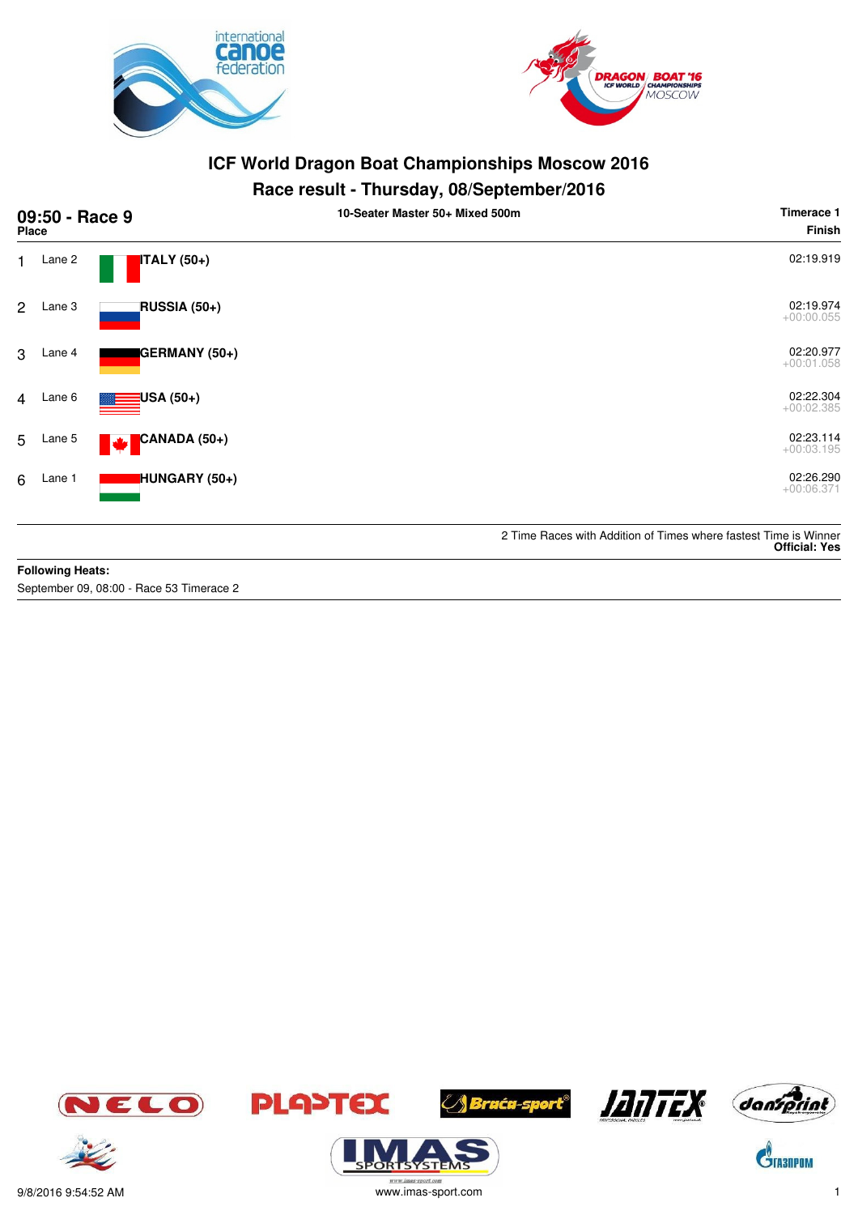# ICF World Dragon Boat Championships Moscow 2016

## Race result - Thursday, 08/September/2016

**09:50 - Race 9** — 10-Seater Master 50+ Mixed 500m — **Timerace 1**

| Place | Lane | Team | Finish |
|---|---|---|---|
| 1 | Lane 2 | **ITALY (50+)** | 02:19.919 |
| 2 | Lane 3 | **RUSSIA (50+)** | 02:19.974 +00:00.055 |
| 3 | Lane 4 | **GERMANY (50+)** | 02:20.977 +00:01.058 |
| 4 | Lane 6 | **USA (50+)** | 02:22.304 +00:02.385 |
| 5 | Lane 5 | **CANADA (50+)** | 02:23.114 +00:03.195 |
| 6 | Lane 1 | **HUNGARY (50+)** | 02:26.290 +00:06.371 |

2 Time Races with Addition of Times where fastest Time is Winner
**Official: Yes**

**Following Heats:**
September 09, 08:00 - Race 53 Timerace 2

9/8/2016 9:54:52 AM
www.imas-sport.com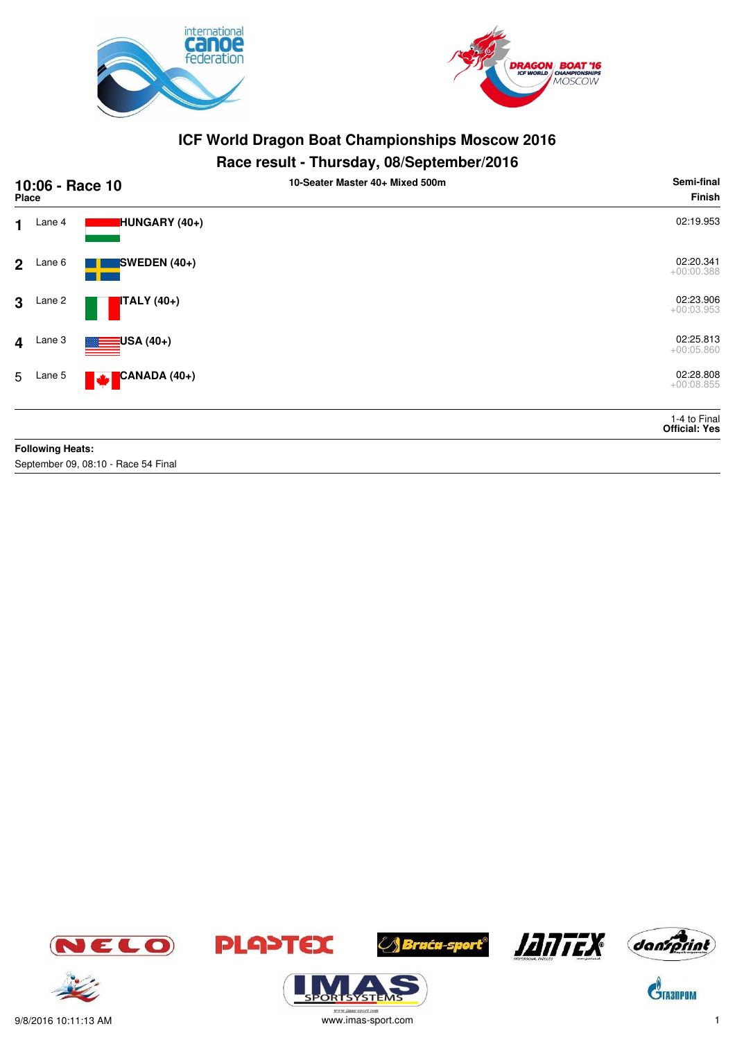# ICF World Dragon Boat Championships Moscow 2016

## Race result - Thursday, 08/September/2016

**10:06 - Race 10** — **10-Seater Master 40+ Mixed 500m** — **Semi-final**

| Place | Lane | Crew | Finish |
|---|---|---|---|
| 1 | Lane 4 | **HUNGARY (40+)** | 02:19.953 |
| 2 | Lane 6 | **SWEDEN (40+)** | 02:20.341<br>+00:00.388 |
| 3 | Lane 2 | **ITALY (40+)** | 02:23.906<br>+00:03.953 |
| 4 | Lane 3 | **USA (40+)** | 02:25.813<br>+00:05.860 |
| 5 | Lane 5 | **CANADA (40+)** | 02:28.808<br>+00:08.855 |

1-4 to Final
**Official: Yes**

**Following Heats:**
September 09, 08:10 - Race 54 Final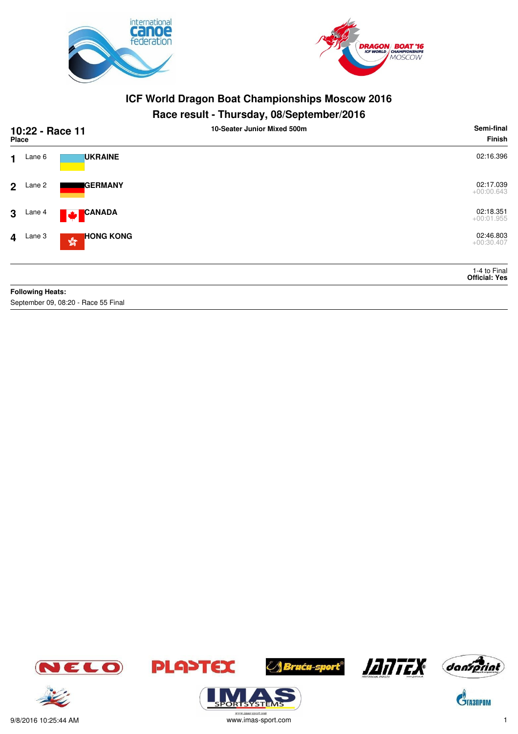# ICF World Dragon Boat Championships Moscow 2016

## Race result - Thursday, 08/September/2016

**10:22 - Race 11** — 10-Seater Junior Mixed 500m — **Semi-final**

| Place | Lane | Country | Finish |
|---|---|---|---|
| 1 | Lane 6 | **UKRAINE** | 02:16.396 |
| 2 | Lane 2 | **GERMANY** | 02:17.039<br>+00:00.643 |
| 3 | Lane 4 | **CANADA** | 02:18.351<br>+00:01.955 |
| 4 | Lane 3 | **HONG KONG** | 02:46.803<br>+00:30.407 |

1-4 to Final
**Official: Yes**

**Following Heats:**
September 09, 08:20 - Race 55 Final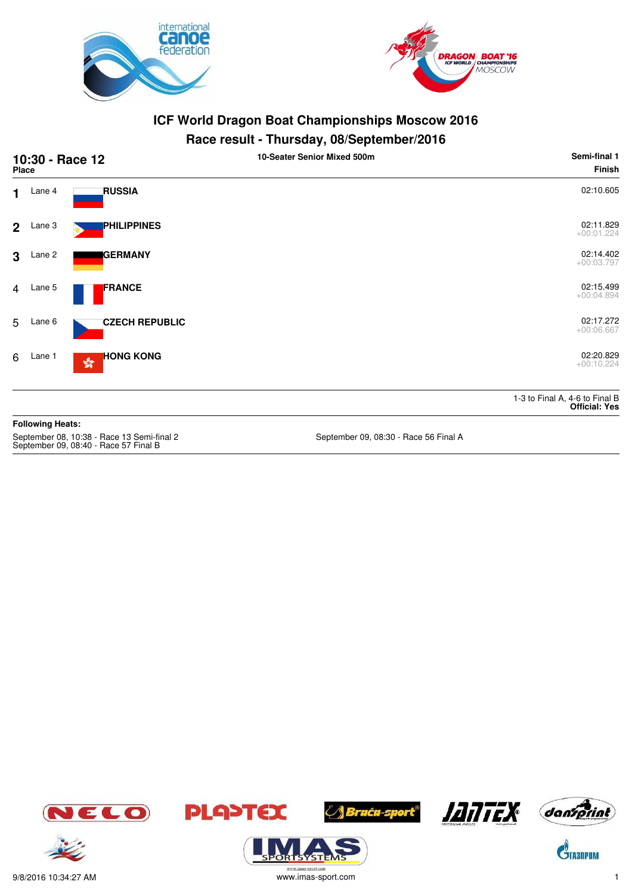# ICF World Dragon Boat Championships Moscow 2016

## Race result - Thursday, 08/September/2016

**10:30 - Race 12** — **10-Seater Senior Mixed 500m** — **Semi-final 1**

| Place | Lane | Country | Finish |
|---|---|---|---|
| 1 | Lane 4 | RUSSIA | 02:10.605 |
| 2 | Lane 3 | PHILIPPINES | 02:11.829 +00:01.224 |
| 3 | Lane 2 | GERMANY | 02:14.402 +00:03.797 |
| 4 | Lane 5 | FRANCE | 02:15.499 +00:04.894 |
| 5 | Lane 6 | CZECH REPUBLIC | 02:17.272 +00:06.667 |
| 6 | Lane 1 | HONG KONG | 02:20.829 +00:10.224 |

1-3 to Final A, 4-6 to Final B
**Official: Yes**

**Following Heats:**

September 08, 10:38 - Race 13 Semi-final 2
September 09, 08:40 - Race 57 Final B
September 09, 08:30 - Race 56 Final A

9/8/2016 10:34:27 AM
www.imas-sport.com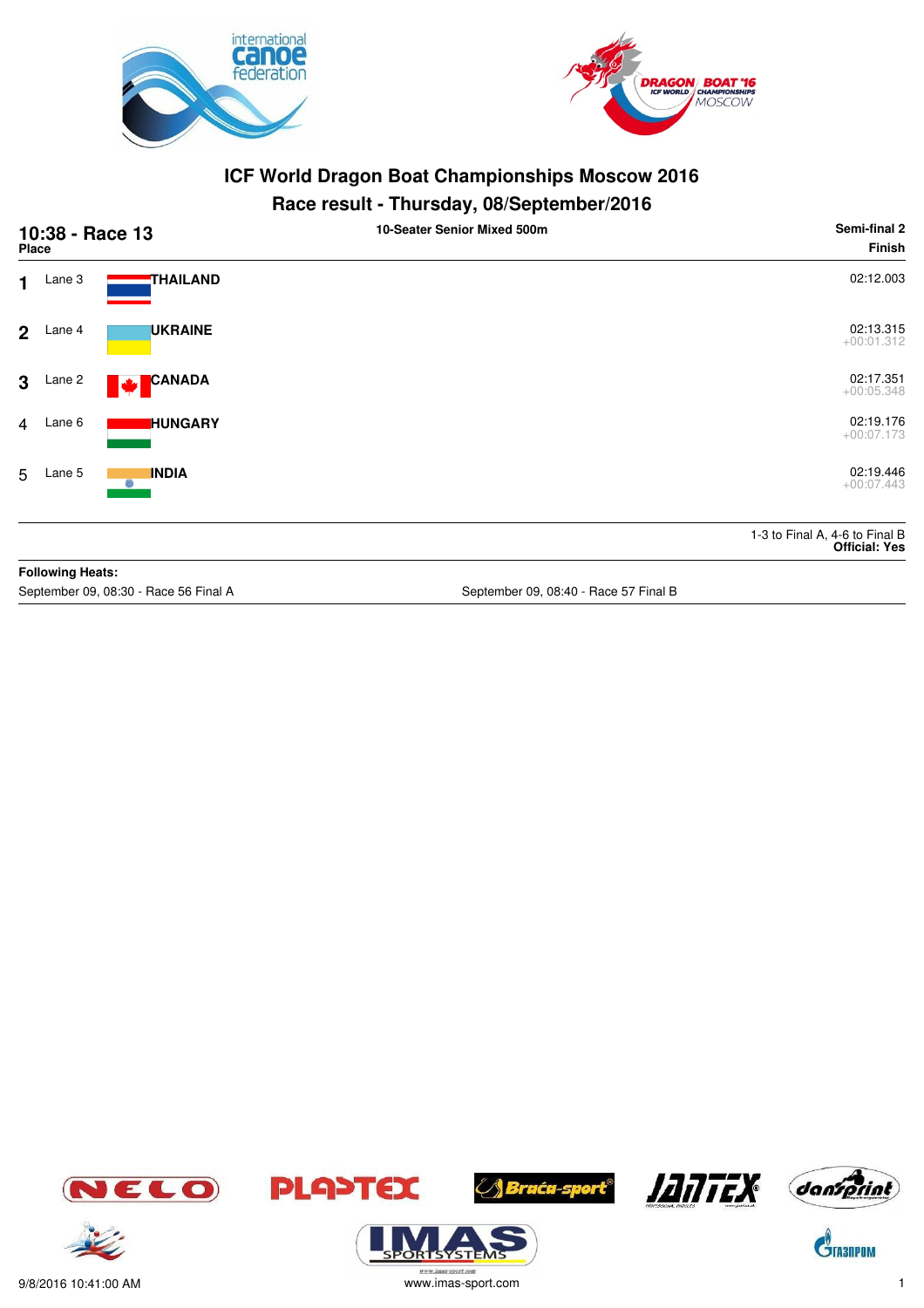# ICF World Dragon Boat Championships Moscow 2016

## Race result - Thursday, 08/September/2016

**10:38 - Race 13** — **10-Seater Senior Mixed 500m** — **Semi-final 2**

| Place | Lane | Country | Finish |
|---|---|---|---|
| 1 | Lane 3 | **THAILAND** | 02:12.003 |
| 2 | Lane 4 | **UKRAINE** | 02:13.315 +00:01.312 |
| 3 | Lane 2 | **CANADA** | 02:17.351 +00:05.348 |
| 4 | Lane 6 | **HUNGARY** | 02:19.176 +00:07.173 |
| 5 | Lane 5 | **INDIA** | 02:19.446 +00:07.443 |

1-3 to Final A, 4-6 to Final B
**Official: Yes**

**Following Heats:**

September 09, 08:30 - Race 56 Final A

September 09, 08:40 - Race 57 Final B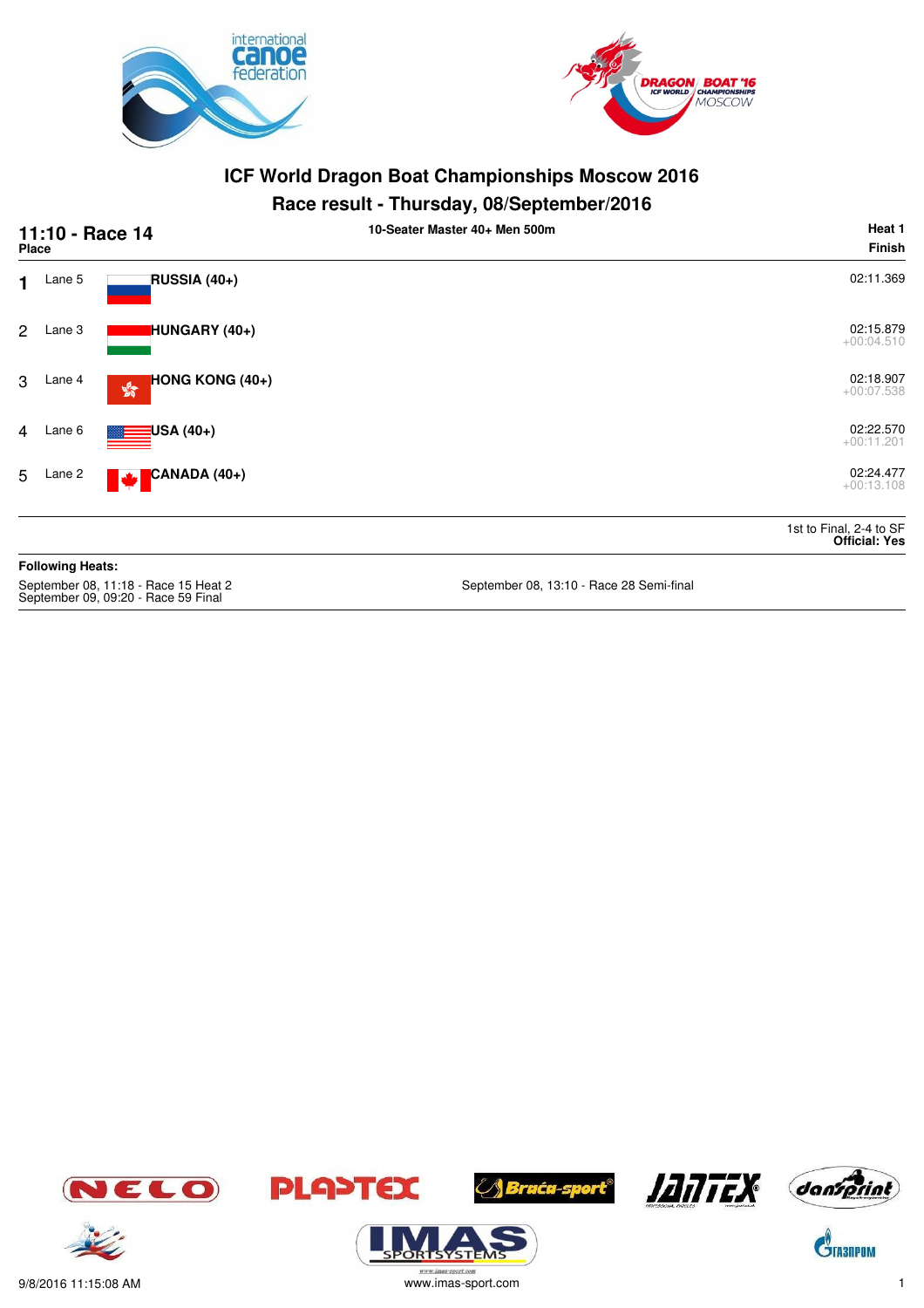# ICF World Dragon Boat Championships Moscow 2016

## Race result - Thursday, 08/September/2016

**11:10 - Race 14** | **10-Seater Master 40+ Men 500m** | **Heat 1**

| Place | Lane | Crew | Finish |
|---|---|---|---|
| 1 | Lane 5 | RUSSIA (40+) | 02:11.369 |
| 2 | Lane 3 | HUNGARY (40+) | 02:15.879<br>+00:04.510 |
| 3 | Lane 4 | HONG KONG (40+) | 02:18.907<br>+00:07.538 |
| 4 | Lane 6 | USA (40+) | 02:22.570<br>+00:11.201 |
| 5 | Lane 2 | CANADA (40+) | 02:24.477<br>+00:13.108 |

1st to Final, 2-4 to SF
**Official: Yes**

**Following Heats:**

September 08, 11:18 - Race 15 Heat 2
September 09, 09:20 - Race 59 Final
September 08, 13:10 - Race 28 Semi-final

9/8/2016 11:15:08 AM
www.imas-sport.com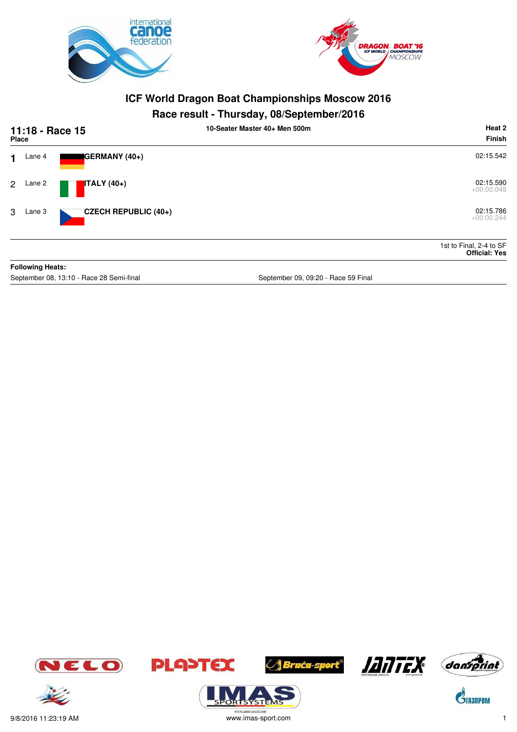# ICF World Dragon Boat Championships Moscow 2016

## Race result - Thursday, 08/September/2016

**11:18 - Race 15** — **10-Seater Master 40+ Men 500m** — **Heat 2**

| Place | Lane | Crew | Finish |
|---|---|---|---|
| 1 | Lane 4 | **GERMANY (40+)** | 02:15.542 |
| 2 | Lane 2 | **ITALY (40+)** | 02:15.590<br>+00:00.048 |
| 3 | Lane 3 | **CZECH REPUBLIC (40+)** | 02:15.786<br>+00:00.244 |

1st to Final, 2-4 to SF
**Official: Yes**

**Following Heats:**

September 08, 13:10 - Race 28 Semi-final

September 09, 09:20 - Race 59 Final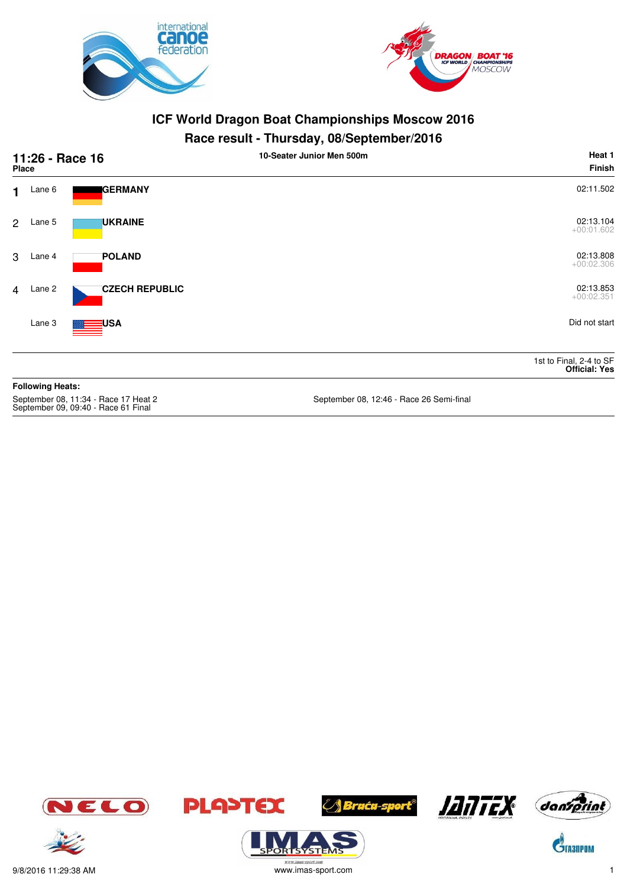# ICF World Dragon Boat Championships Moscow 2016

## Race result - Thursday, 08/September/2016

**11:26 - Race 16** — **10-Seater Junior Men 500m** — **Heat 1**

| Place | Lane | Crew | Finish |
|---|---|---|---|
| 1 | Lane 6 | **GERMANY** | 02:11.502 |
| 2 | Lane 5 | **UKRAINE** | 02:13.104 +00:01.602 |
| 3 | Lane 4 | **POLAND** | 02:13.808 +00:02.306 |
| 4 | Lane 2 | **CZECH REPUBLIC** | 02:13.853 +00:02.351 |
|  | Lane 3 | **USA** | Did not start |

1st to Final, 2-4 to SF
**Official: Yes**

**Following Heats:**

September 08, 11:34 - Race 17 Heat 2
September 09, 09:40 - Race 61 Final
September 08, 12:46 - Race 26 Semi-final

9/8/2016 11:29:38 AM
www.imas-sport.com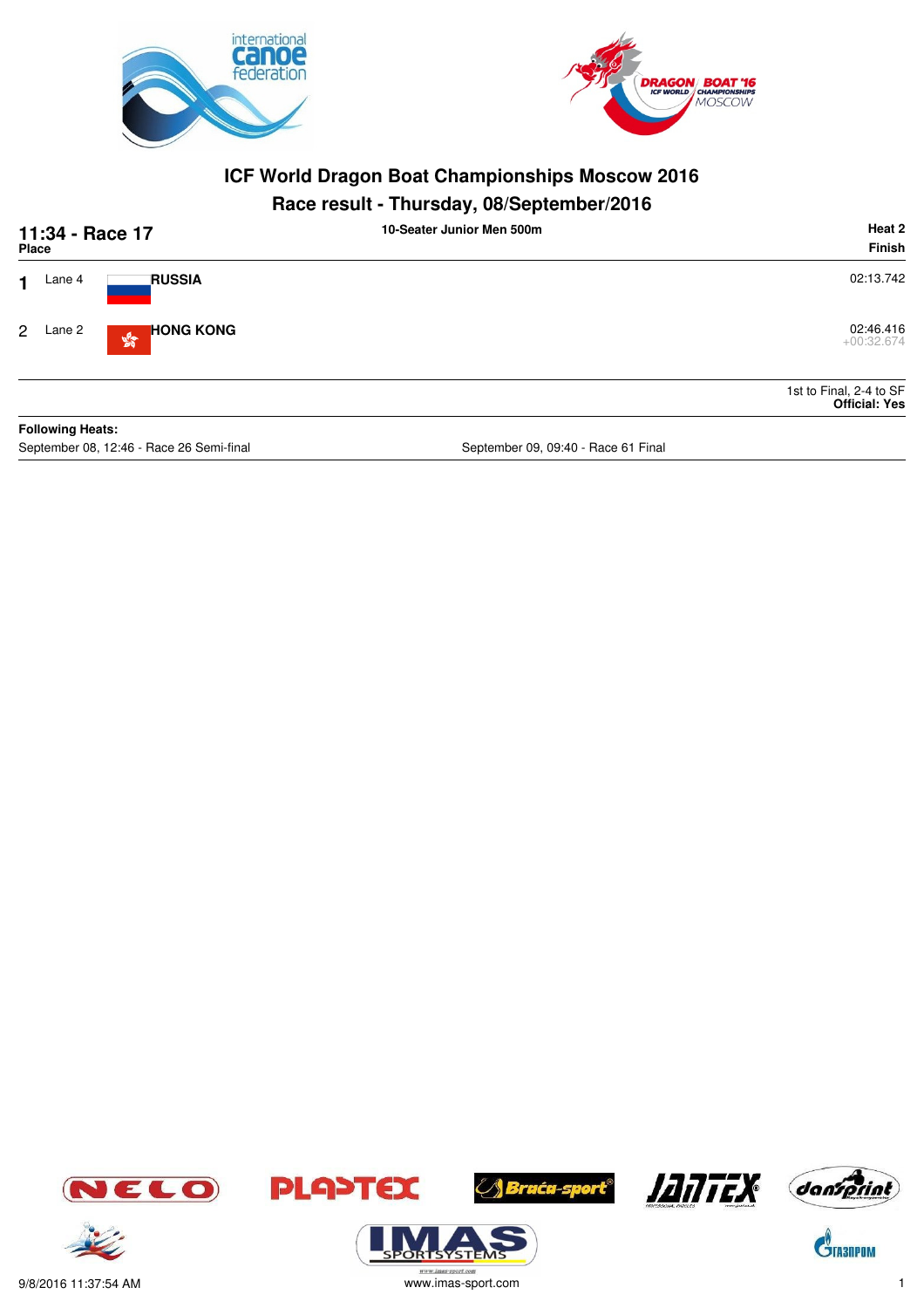# ICF World Dragon Boat Championships Moscow 2016

## Race result - Thursday, 08/September/2016

**11:34 - Race 17** | **10-Seater Junior Men 500m** | **Heat 2**

| Place | Lane | Team | Finish |
|---|---|---|---|
| 1 | Lane 4 | **RUSSIA** | 02:13.742 |
| 2 | Lane 2 | **HONG KONG** | 02:46.416 +00:32.674 |

1st to Final, 2-4 to SF
**Official: Yes**

**Following Heats:**

September 08, 12:46 - Race 26 Semi-final

September 09, 09:40 - Race 61 Final

9/8/2016 11:37:54 AM

www.imas-sport.com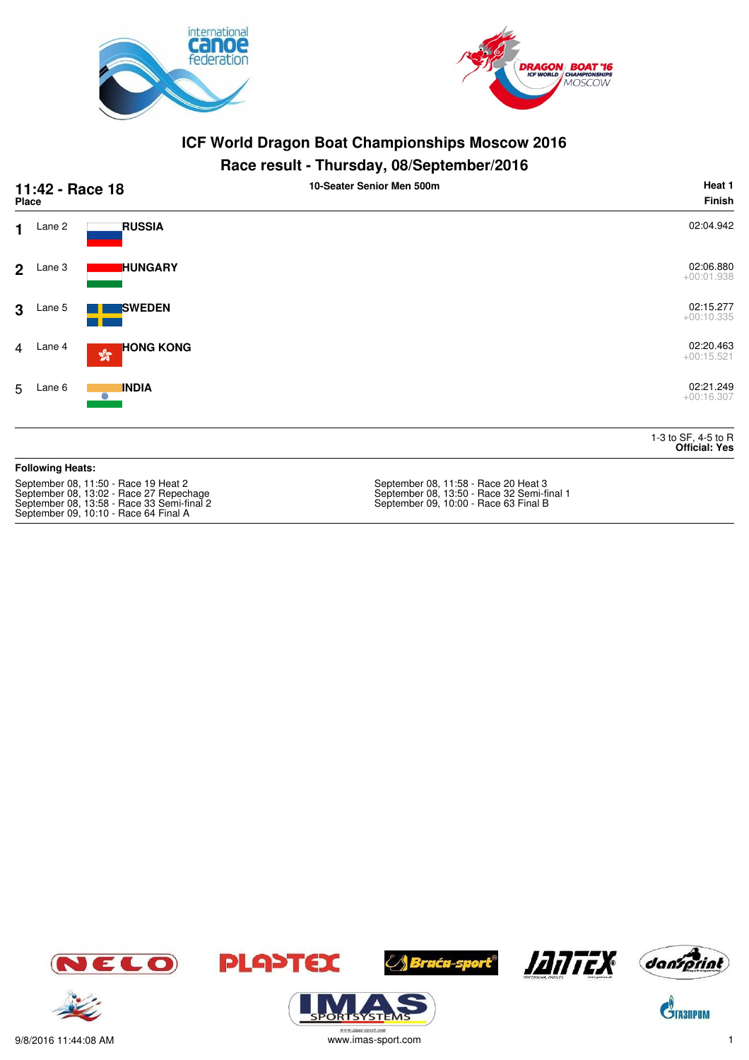# ICF World Dragon Boat Championships Moscow 2016

## Race result - Thursday, 08/September/2016

**11:42 - Race 18** — 10-Seater Senior Men 500m — Heat 1

| Place | Lane | Country | Finish |
|---|---|---|---|
| 1 | Lane 2 | **RUSSIA** | 02:04.942 |
| 2 | Lane 3 | **HUNGARY** | 02:06.880 +00:01.938 |
| 3 | Lane 5 | **SWEDEN** | 02:15.277 +00:10.335 |
| 4 | Lane 4 | **HONG KONG** | 02:20.463 +00:15.521 |
| 5 | Lane 6 | **INDIA** | 02:21.249 +00:16.307 |

1-3 to SF, 4-5 to R
**Official: Yes**

**Following Heats:**

September 08, 11:50 - Race 19 Heat 2
September 08, 13:02 - Race 27 Repechage
September 08, 13:58 - Race 33 Semi-final 2
September 09, 10:10 - Race 64 Final A
September 08, 11:58 - Race 20 Heat 3
September 08, 13:50 - Race 32 Semi-final 1
September 09, 10:00 - Race 63 Final B

9/8/2016 11:44:08 AM
www.imas-sport.com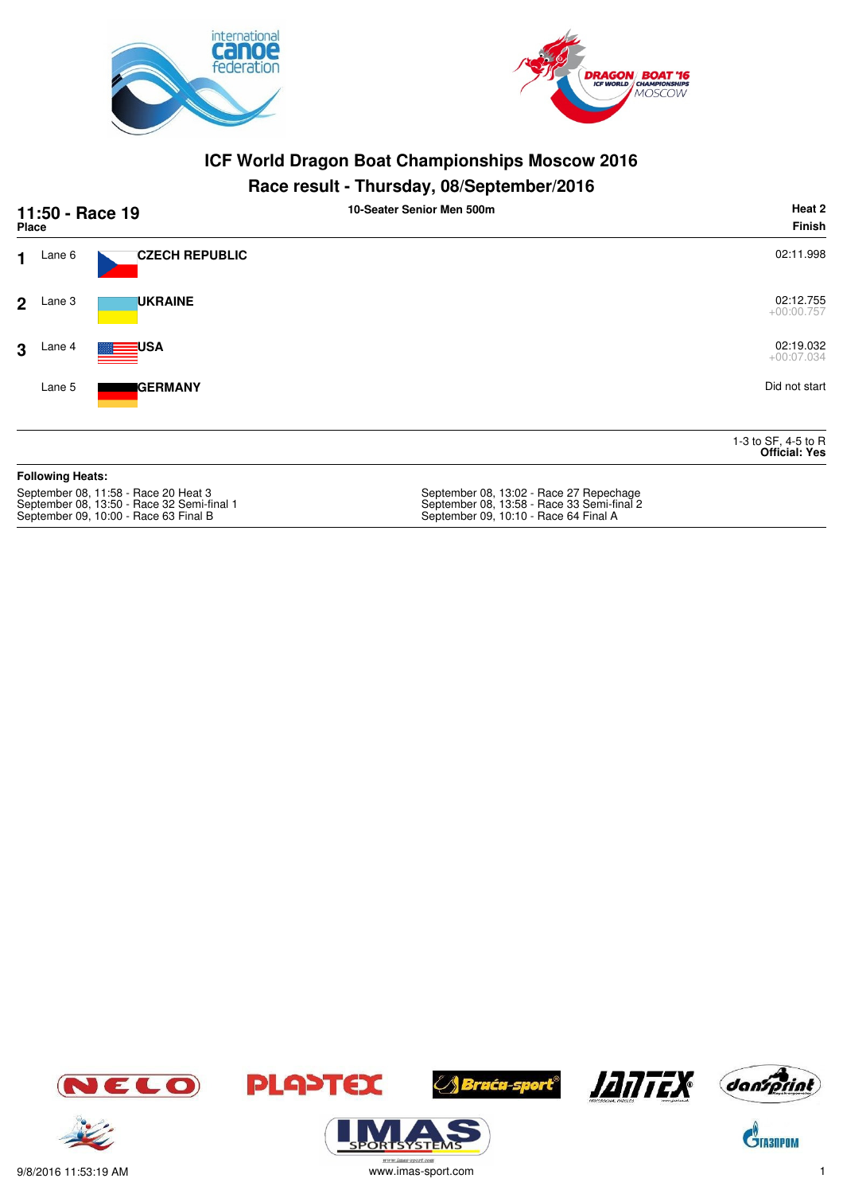# ICF World Dragon Boat Championships Moscow 2016

## Race result - Thursday, 08/September/2016

**11:50 - Race 19** — **10-Seater Senior Men 500m** — **Heat 2**

| Place | Lane | Team | Finish |
|---|---|---|---|
| 1 | Lane 6 | **CZECH REPUBLIC** | 02:11.998 |
| 2 | Lane 3 | **UKRAINE** | 02:12.755<br>+00:00.757 |
| 3 | Lane 4 | **USA** | 02:19.032<br>+00:07.034 |
| | Lane 5 | **GERMANY** | Did not start |

1-3 to SF, 4-5 to R
**Official: Yes**

**Following Heats:**

September 08, 11:58 - Race 20 Heat 3
September 08, 13:50 - Race 32 Semi-final 1
September 09, 10:00 - Race 63 Final B
September 08, 13:02 - Race 27 Repechage
September 08, 13:58 - Race 33 Semi-final 2
September 09, 10:10 - Race 64 Final A

9/8/2016 11:53:19 AM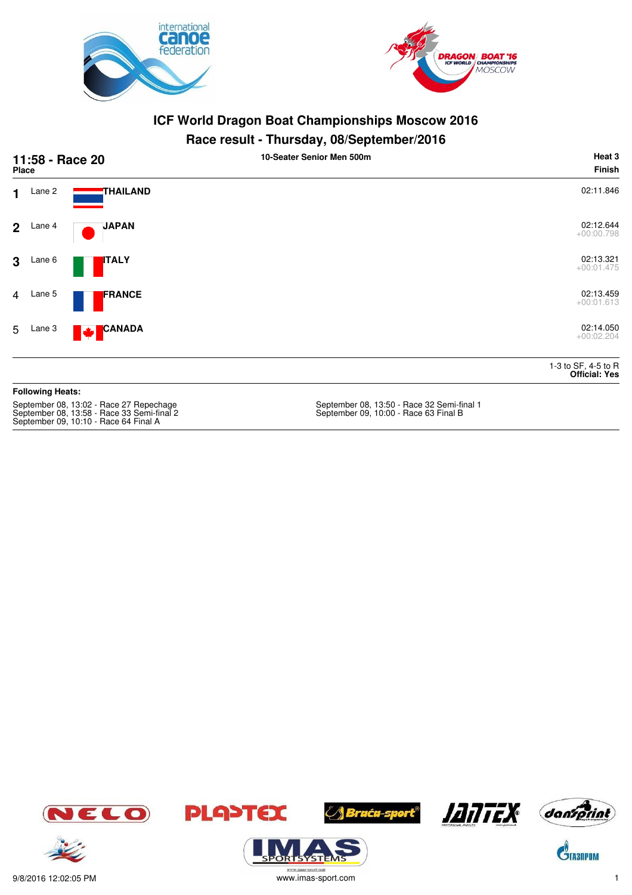# ICF World Dragon Boat Championships Moscow 2016

## Race result - Thursday, 08/September/2016

**11:58 - Race 20** | **10-Seater Senior Men 500m** | **Heat 3**

| Place | Lane | Country | Finish |
|---|---|---|---|
| 1 | Lane 2 | THAILAND | 02:11.846 |
| 2 | Lane 4 | JAPAN | 02:12.644<br>+00:00.798 |
| 3 | Lane 6 | ITALY | 02:13.321<br>+00:01.475 |
| 4 | Lane 5 | FRANCE | 02:13.459<br>+00:01.613 |
| 5 | Lane 3 | CANADA | 02:14.050<br>+00:02.204 |

1-3 to SF, 4-5 to R
**Official: Yes**

**Following Heats:**

September 08, 13:02 - Race 27 Repechage
September 08, 13:58 - Race 33 Semi-final 2
September 09, 10:10 - Race 64 Final A
September 08, 13:50 - Race 32 Semi-final 1
September 09, 10:00 - Race 63 Final B

9/8/2016 12:02:05 PM
www.imas-sport.com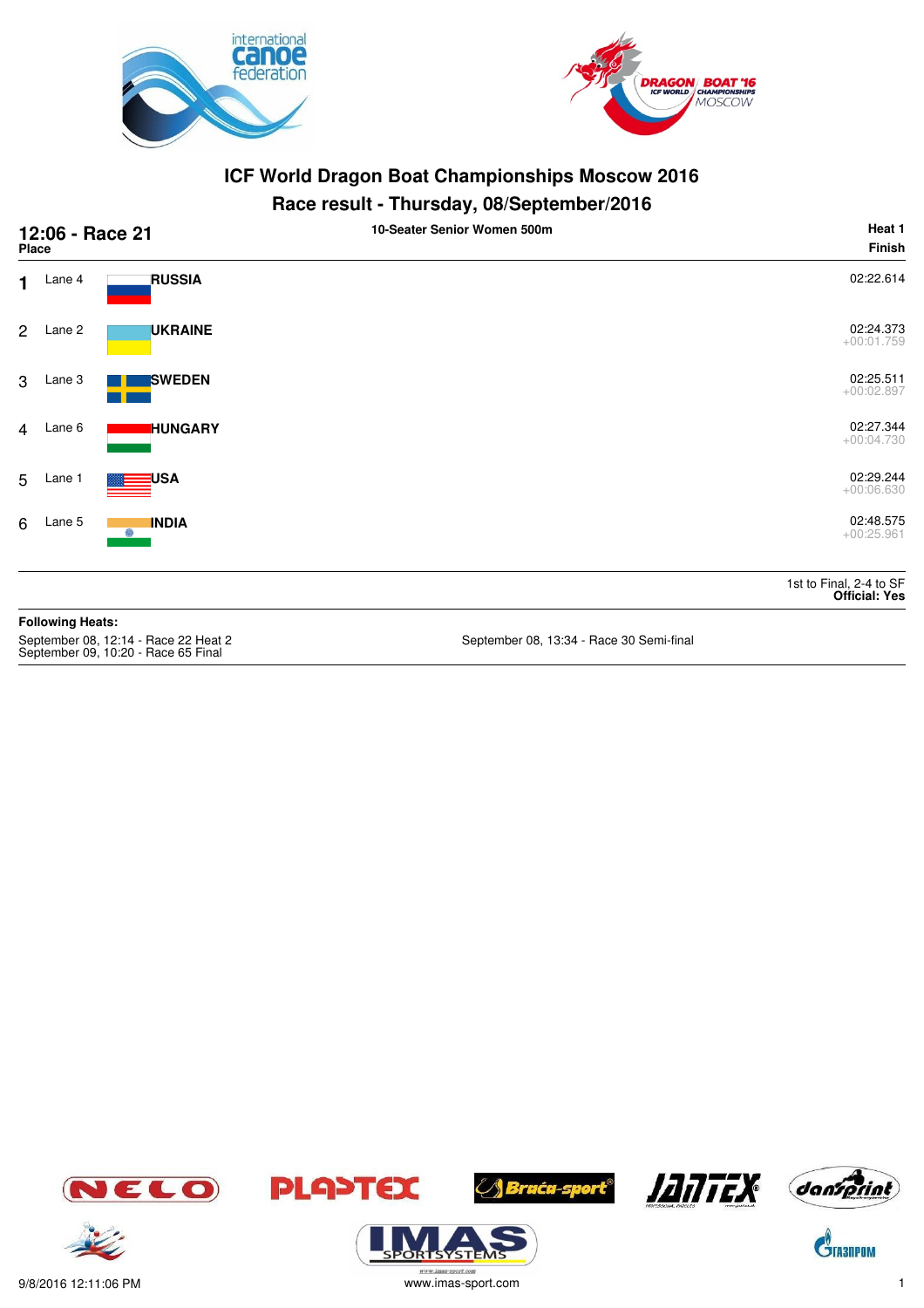# ICF World Dragon Boat Championships Moscow 2016

## Race result - Thursday, 08/September/2016

**12:06 - Race 21** — 10-Seater Senior Women 500m — Heat 1

| Place | Lane | Country | Finish |
|---|---|---|---|
| 1 | Lane 4 | **RUSSIA** | 02:22.614 |
| 2 | Lane 2 | **UKRAINE** | 02:24.373<br>+00:01.759 |
| 3 | Lane 3 | **SWEDEN** | 02:25.511<br>+00:02.897 |
| 4 | Lane 6 | **HUNGARY** | 02:27.344<br>+00:04.730 |
| 5 | Lane 1 | **USA** | 02:29.244<br>+00:06.630 |
| 6 | Lane 5 | **INDIA** | 02:48.575<br>+00:25.961 |

1st to Final, 2-4 to SF
**Official: Yes**

**Following Heats:**

September 08, 12:14 - Race 22 Heat 2
September 09, 10:20 - Race 65 Final
September 08, 13:34 - Race 30 Semi-final

9/8/2016 12:11:06 PM
www.imas-sport.com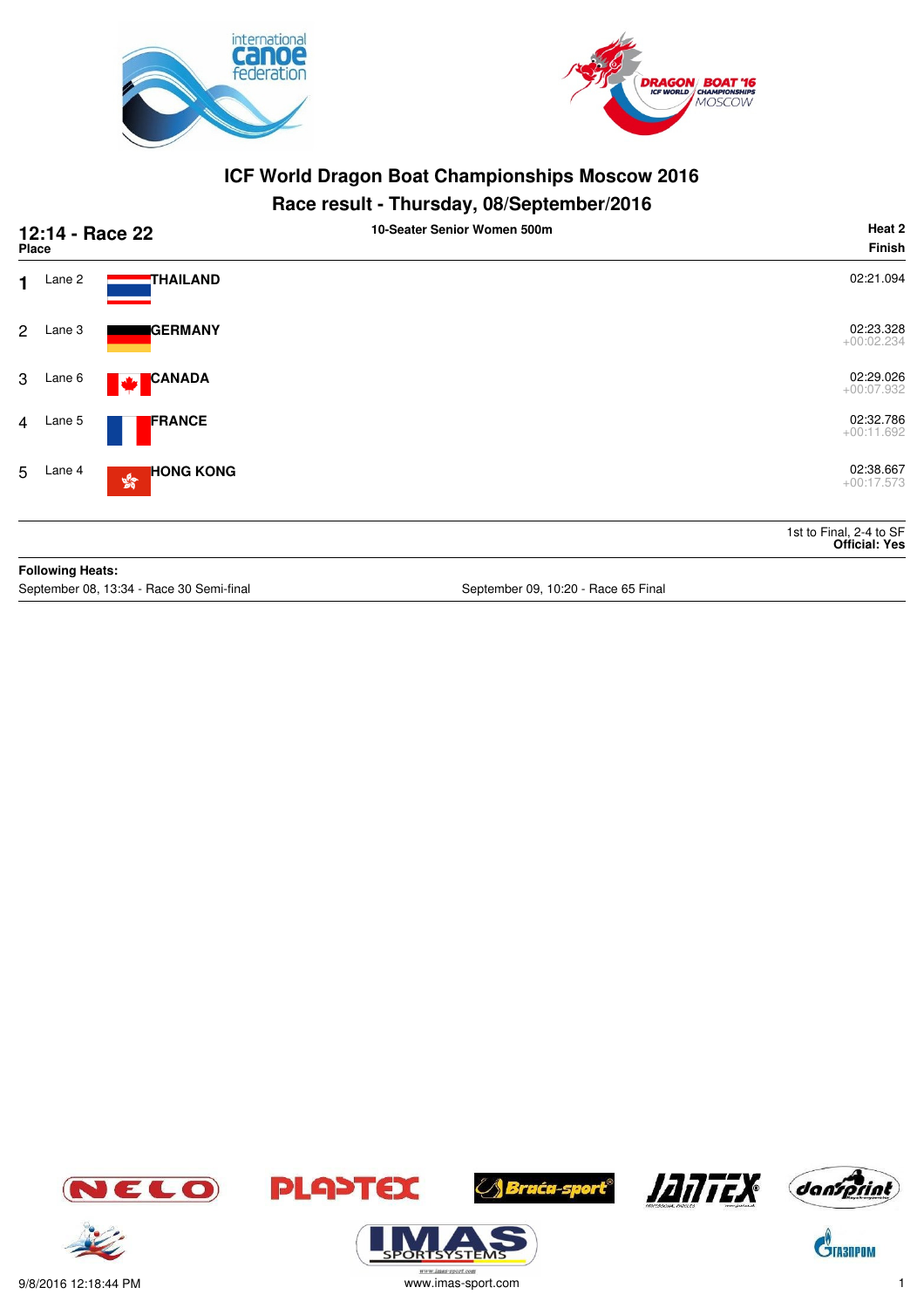# ICF World Dragon Boat Championships Moscow 2016

## Race result - Thursday, 08/September/2016

**12:14 - Race 22** — 10-Seater Senior Women 500m — **Heat 2**

| Place | Lane | Country | Finish |
|---|---|---|---|
| 1 | Lane 2 | **THAILAND** | 02:21.094 |
| 2 | Lane 3 | **GERMANY** | 02:23.328 +00:02.234 |
| 3 | Lane 6 | **CANADA** | 02:29.026 +00:07.932 |
| 4 | Lane 5 | **FRANCE** | 02:32.786 +00:11.692 |
| 5 | Lane 4 | **HONG KONG** | 02:38.667 +00:17.573 |

1st to Final, 2-4 to SF
**Official: Yes**

**Following Heats:**
September 08, 13:34 - Race 30 Semi-final
September 09, 10:20 - Race 65 Final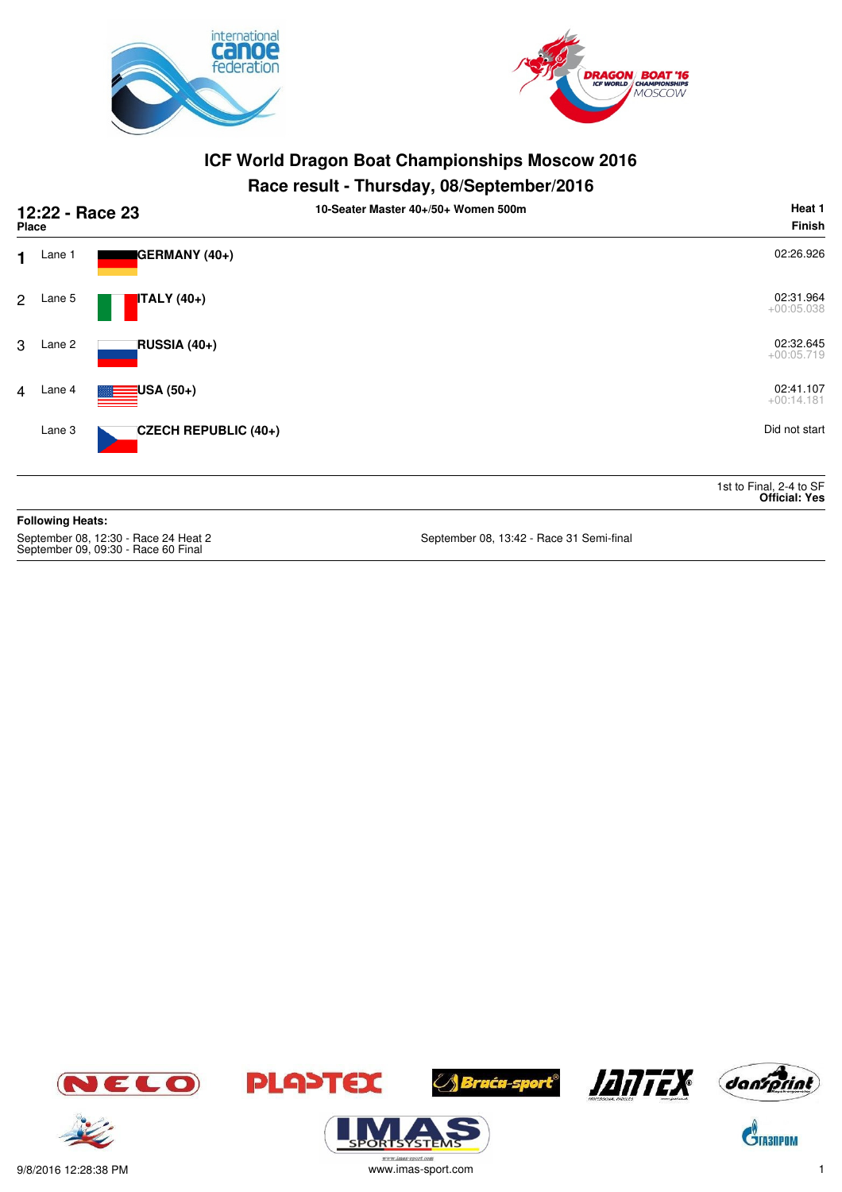# ICF World Dragon Boat Championships Moscow 2016

## Race result - Thursday, 08/September/2016

**12:22 - Race 23** — 10-Seater Master 40+/50+ Women 500m — **Heat 1**

| Place | Lane | Crew | Finish |
|---|---|---|---|
| 1 | Lane 1 | **GERMANY (40+)** | 02:26.926 |
| 2 | Lane 5 | **ITALY (40+)** | 02:31.964 +00:05.038 |
| 3 | Lane 2 | **RUSSIA (40+)** | 02:32.645 +00:05.719 |
| 4 | Lane 4 | **USA (50+)** | 02:41.107 +00:14.181 |
| | Lane 3 | **CZECH REPUBLIC (40+)** | Did not start |

1st to Final, 2-4 to SF
**Official: Yes**

**Following Heats:**

September 08, 12:30 - Race 24 Heat 2
September 09, 09:30 - Race 60 Final
September 08, 13:42 - Race 31 Semi-final

9/8/2016 12:28:38 PM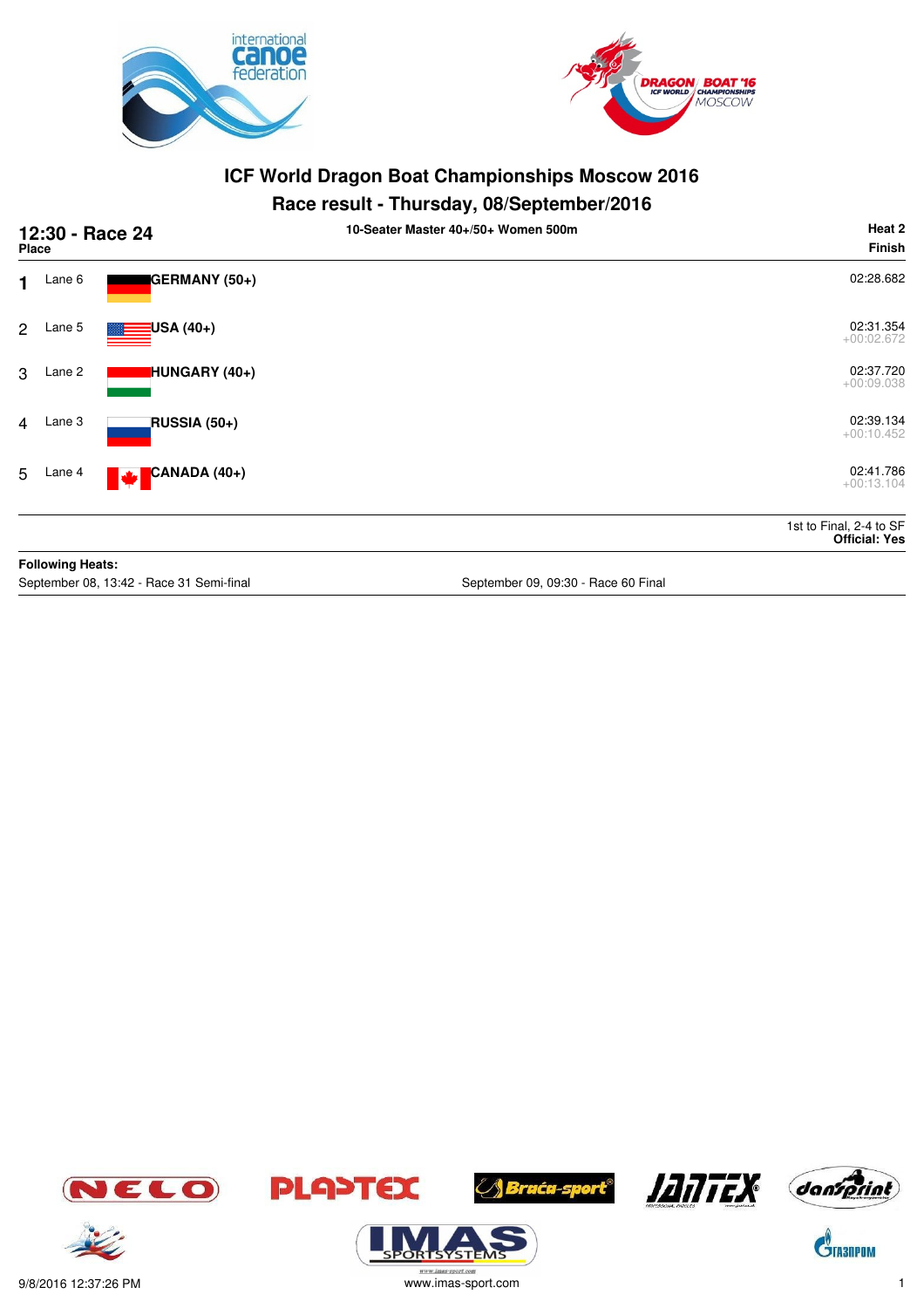# ICF World Dragon Boat Championships Moscow 2016

## Race result - Thursday, 08/September/2016

**12:30 - Race 24** — 10-Seater Master 40+/50+ Women 500m — **Heat 2**

| Place | Lane | Crew | Finish |
|---|---|---|---|
| 1 | Lane 6 | **GERMANY (50+)** | 02:28.682 |
| 2 | Lane 5 | **USA (40+)** | 02:31.354 +00:02.672 |
| 3 | Lane 2 | **HUNGARY (40+)** | 02:37.720 +00:09.038 |
| 4 | Lane 3 | **RUSSIA (50+)** | 02:39.134 +00:10.452 |
| 5 | Lane 4 | **CANADA (40+)** | 02:41.786 +00:13.104 |

1st to Final, 2-4 to SF
**Official: Yes**

**Following Heats:**

September 08, 13:42 - Race 31 Semi-final

September 09, 09:30 - Race 60 Final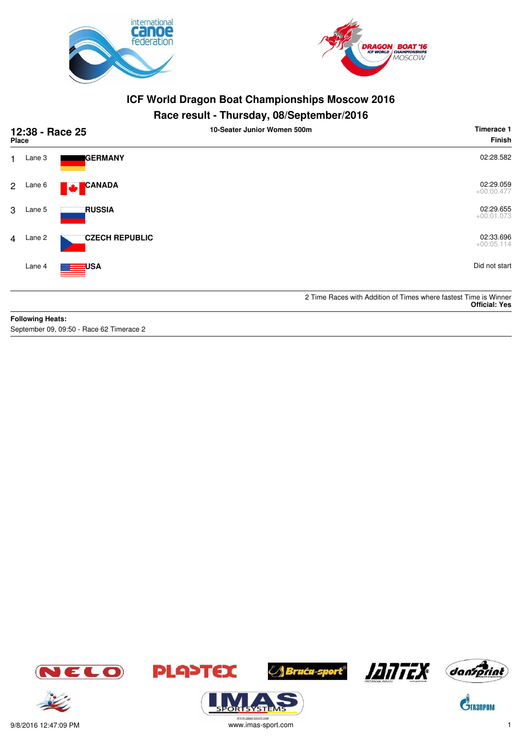# ICF World Dragon Boat Championships Moscow 2016

## Race result - Thursday, 08/September/2016

**12:38 - Race 25** — **10-Seater Junior Women 500m** — **Timerace 1**

| Place | Lane | Crew | Finish |
|---|---|---|---|
| 1 | Lane 3 | **GERMANY** | 02:28.582 |
| 2 | Lane 6 | **CANADA** | 02:29.059 +00:00.477 |
| 3 | Lane 5 | **RUSSIA** | 02:29.655 +00:01.073 |
| 4 | Lane 2 | **CZECH REPUBLIC** | 02:33.696 +00:05.114 |
| | Lane 4 | **USA** | Did not start |

2 Time Races with Addition of Times where fastest Time is Winner
**Official: Yes**

**Following Heats:**
September 09, 09:50 - Race 62 Timerace 2

9/8/2016 12:47:09 PM
www.imas-sport.com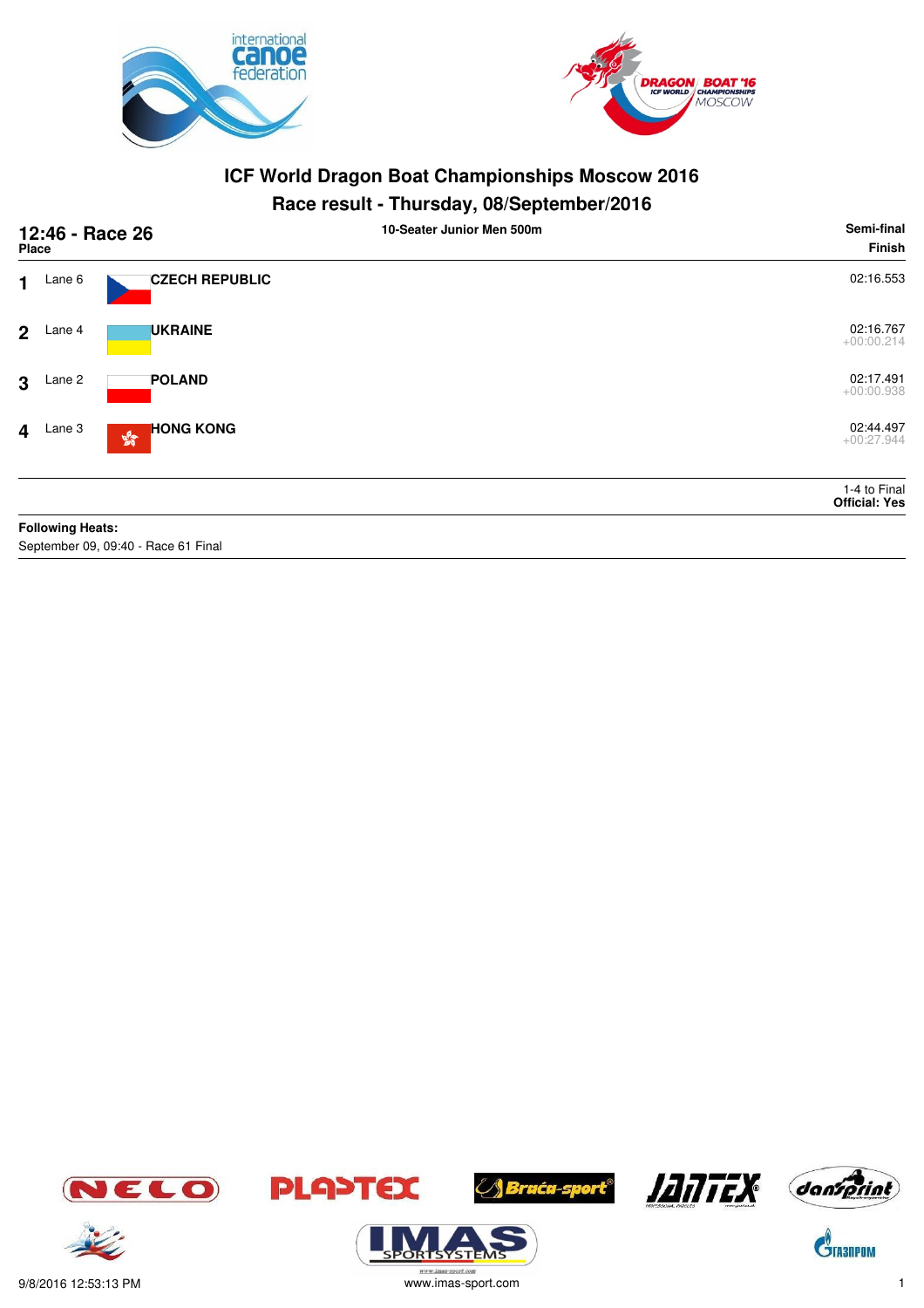# ICF World Dragon Boat Championships Moscow 2016

## Race result - Thursday, 08/September/2016

**12:46 - Race 26** — **10-Seater Junior Men 500m** — **Semi-final**

| Place | Lane | Country | Finish |
|---|---|---|---|
| 1 | Lane 6 | **CZECH REPUBLIC** | 02:16.553 |
| 2 | Lane 4 | **UKRAINE** | 02:16.767<br>+00:00.214 |
| 3 | Lane 2 | **POLAND** | 02:17.491<br>+00:00.938 |
| 4 | Lane 3 | **HONG KONG** | 02:44.497<br>+00:27.944 |

1-4 to Final

**Official: Yes**

**Following Heats:**

September 09, 09:40 - Race 61 Final

9/8/2016 12:53:13 PM

www.imas-sport.com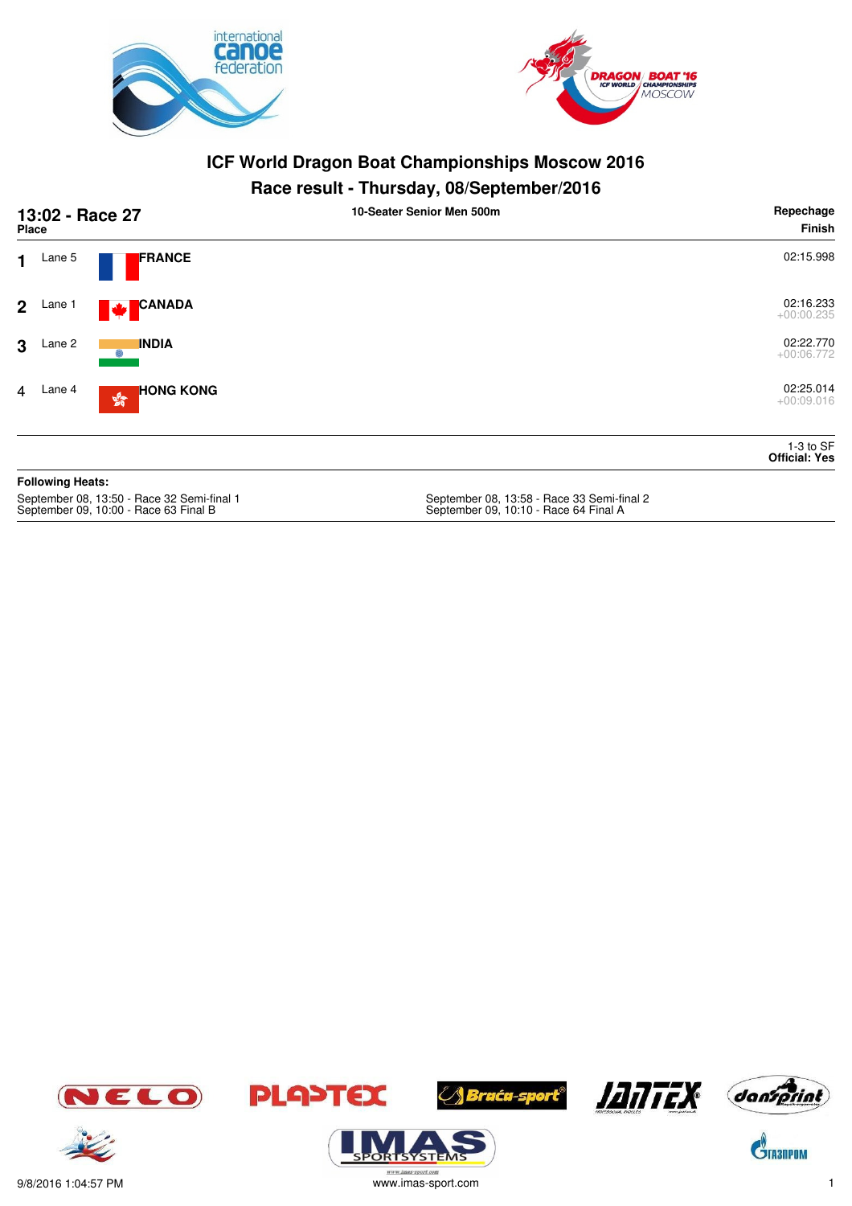# ICF World Dragon Boat Championships Moscow 2016

## Race result - Thursday, 08/September/2016

**13:02 - Race 27** — **10-Seater Senior Men 500m** — **Repechage**

| Place | Lane | Country | Finish |
|---|---|---|---|
| 1 | Lane 5 | **FRANCE** | 02:15.998 |
| 2 | Lane 1 | **CANADA** | 02:16.233<br>+00:00.235 |
| 3 | Lane 2 | **INDIA** | 02:22.770<br>+00:06.772 |
| 4 | Lane 4 | **HONG KONG** | 02:25.014<br>+00:09.016 |

1-3 to SF
**Official: Yes**

**Following Heats:**

September 08, 13:50 - Race 32 Semi-final 1
September 09, 10:00 - Race 63 Final B
September 08, 13:58 - Race 33 Semi-final 2
September 09, 10:10 - Race 64 Final A

9/8/2016 1:04:57 PM
www.imas-sport.com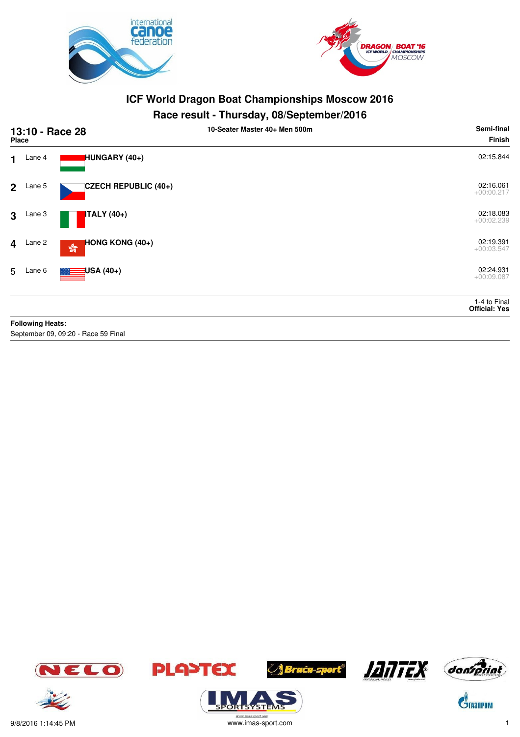# ICF World Dragon Boat Championships Moscow 2016

## Race result - Thursday, 08/September/2016

**13:10 - Race 28** — **10-Seater Master 40+ Men 500m** — **Semi-final**

| Place | Lane | Team | Finish |
|---|---|---|---|
| 1 | Lane 4 | **HUNGARY (40+)** | 02:15.844 |
| 2 | Lane 5 | **CZECH REPUBLIC (40+)** | 02:16.061 +00:00.217 |
| 3 | Lane 3 | **ITALY (40+)** | 02:18.083 +00:02.239 |
| 4 | Lane 2 | **HONG KONG (40+)** | 02:19.391 +00:03.547 |
| 5 | Lane 6 | **USA (40+)** | 02:24.931 +00:09.087 |

1-4 to Final
**Official: Yes**

**Following Heats:**
September 09, 09:20 - Race 59 Final

9/8/2016 1:14:45 PM www.imas-sport.com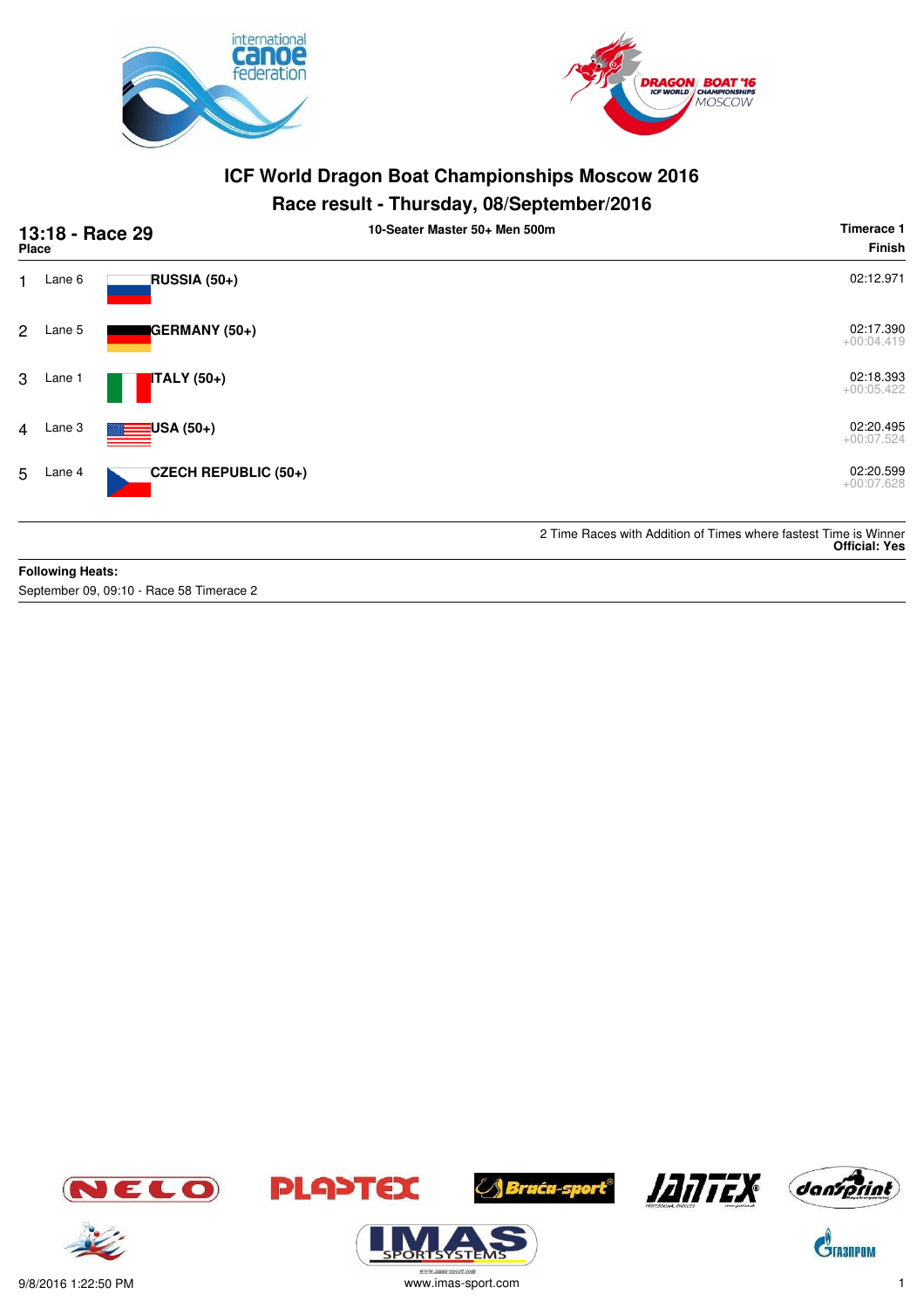# ICF World Dragon Boat Championships Moscow 2016

## Race result - Thursday, 08/September/2016

### 13:18 - Race 29

**10-Seater Master 50+ Men 500m**

**Timerace 1**

| Place | Lane | Team | Finish |
|---|---|---|---|
| 1 | Lane 6 | **RUSSIA (50+)** | 02:12.971 |
| 2 | Lane 5 | **GERMANY (50+)** | 02:17.390<br>+00:04.419 |
| 3 | Lane 1 | **ITALY (50+)** | 02:18.393<br>+00:05.422 |
| 4 | Lane 3 | **USA (50+)** | 02:20.495<br>+00:07.524 |
| 5 | Lane 4 | **CZECH REPUBLIC (50+)** | 02:20.599<br>+00:07.628 |

2 Time Races with Addition of Times where fastest Time is Winner
**Official: Yes**

**Following Heats:**
September 09, 09:10 - Race 58 Timerace 2

9/8/2016 1:22:50 PM
www.imas-sport.com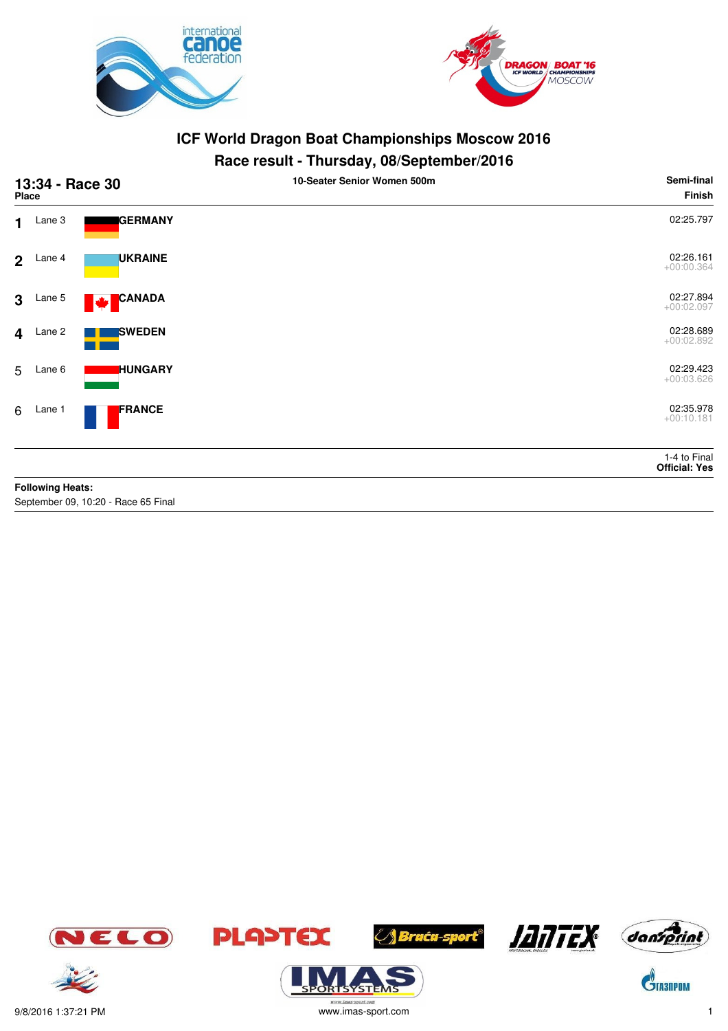# ICF World Dragon Boat Championships Moscow 2016

## Race result - Thursday, 08/September/2016

**13:34 - Race 30** — **10-Seater Senior Women 500m** — **Semi-final**

| Place | Lane | Country | Finish |
|---|---|---|---|
| 1 | Lane 3 | GERMANY | 02:25.797 |
| 2 | Lane 4 | UKRAINE | 02:26.161 +00:00.364 |
| 3 | Lane 5 | CANADA | 02:27.894 +00:02.097 |
| 4 | Lane 2 | SWEDEN | 02:28.689 +00:02.892 |
| 5 | Lane 6 | HUNGARY | 02:29.423 +00:03.626 |
| 6 | Lane 1 | FRANCE | 02:35.978 +00:10.181 |

1-4 to Final

**Official: Yes**

**Following Heats:**

September 09, 10:20 - Race 65 Final

9/8/2016 1:37:21 PM

www.imas-sport.com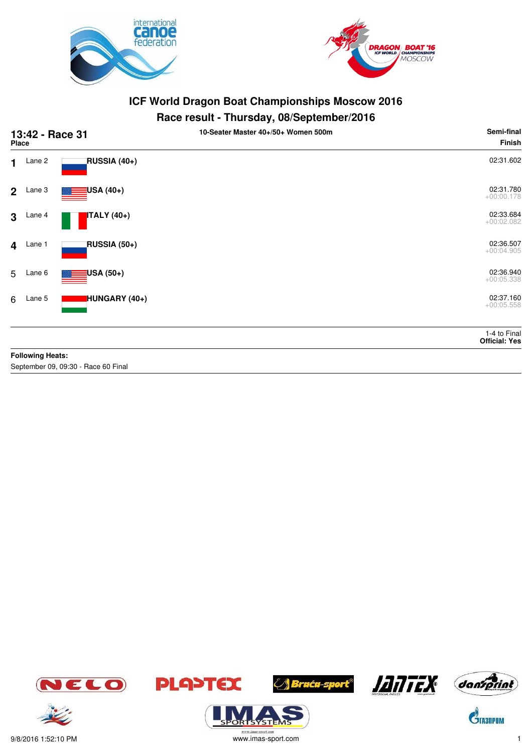# ICF World Dragon Boat Championships Moscow 2016

## Race result - Thursday, 08/September/2016

**13:42 - Race 31** — **10-Seater Master 40+/50+ Women 500m** — **Semi-final**

| Place | Lane | Crew | Finish |
|---|---|---|---|
| 1 | Lane 2 | RUSSIA (40+) | 02:31.602 |
| 2 | Lane 3 | USA (40+) | 02:31.780 +00:00.178 |
| 3 | Lane 4 | ITALY (40+) | 02:33.684 +00:02.082 |
| 4 | Lane 1 | RUSSIA (50+) | 02:36.507 +00:04.905 |
| 5 | Lane 6 | USA (50+) | 02:36.940 +00:05.338 |
| 6 | Lane 5 | HUNGARY (40+) | 02:37.160 +00:05.558 |

1-4 to Final
**Official: Yes**

**Following Heats:**
September 09, 09:30 - Race 60 Final

9/8/2016 1:52:10 PM
www.imas-sport.com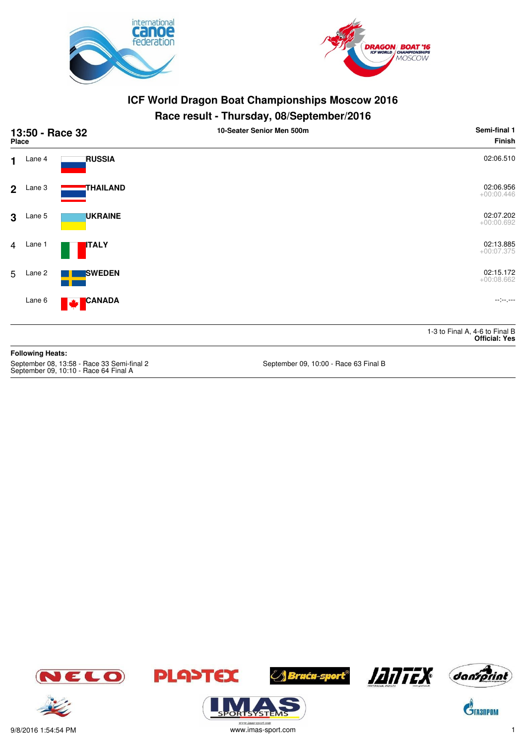# ICF World Dragon Boat Championships Moscow 2016

## Race result - Thursday, 08/September/2016

**13:50 - Race 32** | **10-Seater Senior Men 500m** | **Semi-final 1**

| Place | Lane | Country | Finish |
|---|---|---|---|
| 1 | Lane 4 | RUSSIA | 02:06.510 |
| 2 | Lane 3 | THAILAND | 02:06.956 +00:00.446 |
| 3 | Lane 5 | UKRAINE | 02:07.202 +00:00.692 |
| 4 | Lane 1 | ITALY | 02:13.885 +00:07.375 |
| 5 | Lane 2 | SWEDEN | 02:15.172 +00:08.662 |
| | Lane 6 | CANADA | --:--.--- |

1-3 to Final A, 4-6 to Final B
**Official: Yes**

**Following Heats:**

September 08, 13:58 - Race 33 Semi-final 2
September 09, 10:10 - Race 64 Final A
September 09, 10:00 - Race 63 Final B

9/8/2016 1:54:54 PM
www.imas-sport.com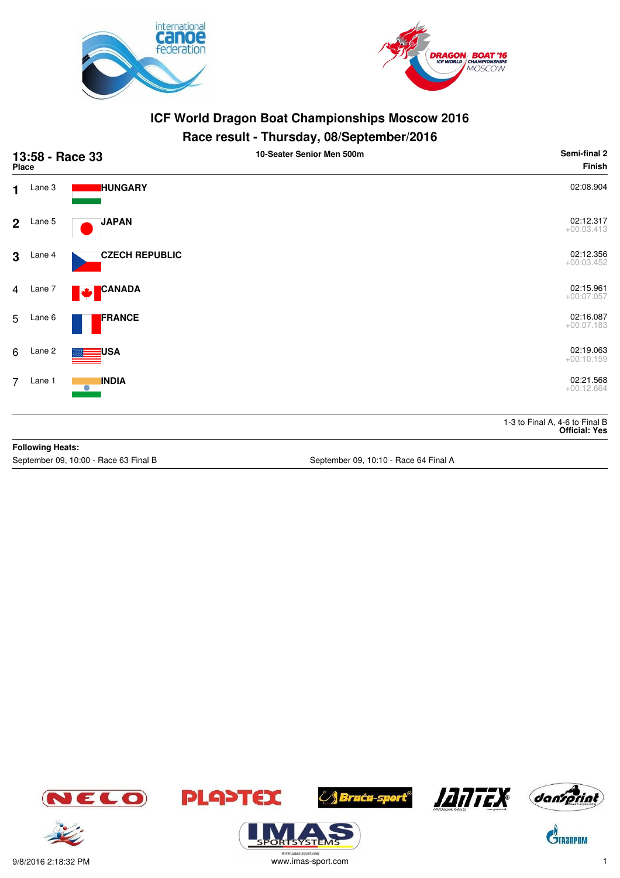# ICF World Dragon Boat Championships Moscow 2016

## Race result - Thursday, 08/September/2016

**13:58 - Race 33** — **10-Seater Senior Men 500m** — **Semi-final 2**

| Place | Lane | Country | Finish |
|---|---|---|---|
| 1 | Lane 3 | HUNGARY | 02:08.904 |
| 2 | Lane 5 | JAPAN | 02:12.317 +00:03.413 |
| 3 | Lane 4 | CZECH REPUBLIC | 02:12.356 +00:03.452 |
| 4 | Lane 7 | CANADA | 02:15.961 +00:07.057 |
| 5 | Lane 6 | FRANCE | 02:16.087 +00:07.183 |
| 6 | Lane 2 | USA | 02:19.063 +00:10.159 |
| 7 | Lane 1 | INDIA | 02:21.568 +00:12.664 |

1-3 to Final A, 4-6 to Final B
**Official: Yes**

**Following Heats:**

September 09, 10:00 - Race 63 Final B

September 09, 10:10 - Race 64 Final A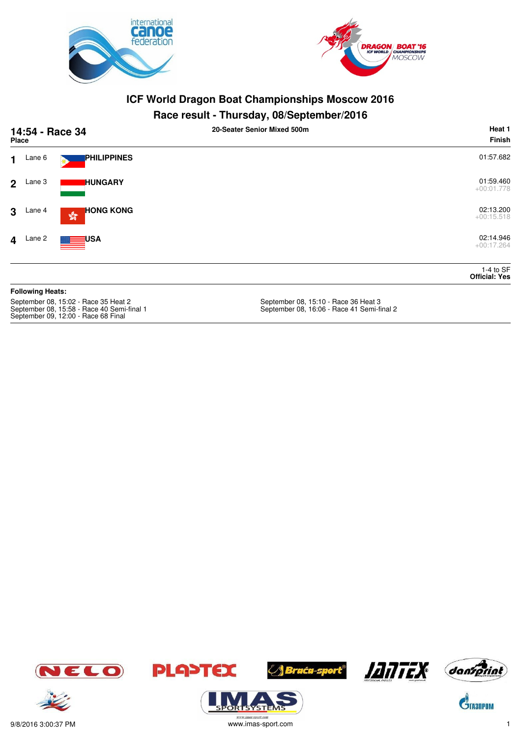# ICF World Dragon Boat Championships Moscow 2016

## Race result - Thursday, 08/September/2016

**14:54 - Race 34** — **20-Seater Senior Mixed 500m** — **Heat 1**

| Place | Lane | Crew | Finish |
|---|---|---|---|
| 1 | Lane 6 | PHILIPPINES | 01:57.682 |
| 2 | Lane 3 | HUNGARY | 01:59.460 +00:01.778 |
| 3 | Lane 4 | HONG KONG | 02:13.200 +00:15.518 |
| 4 | Lane 2 | USA | 02:14.946 +00:17.264 |

1-4 to SF
**Official: Yes**

**Following Heats:**

September 08, 15:02 - Race 35 Heat 2
September 08, 15:10 - Race 36 Heat 3
September 08, 15:58 - Race 40 Semi-final 1
September 08, 16:06 - Race 41 Semi-final 2
September 09, 12:00 - Race 68 Final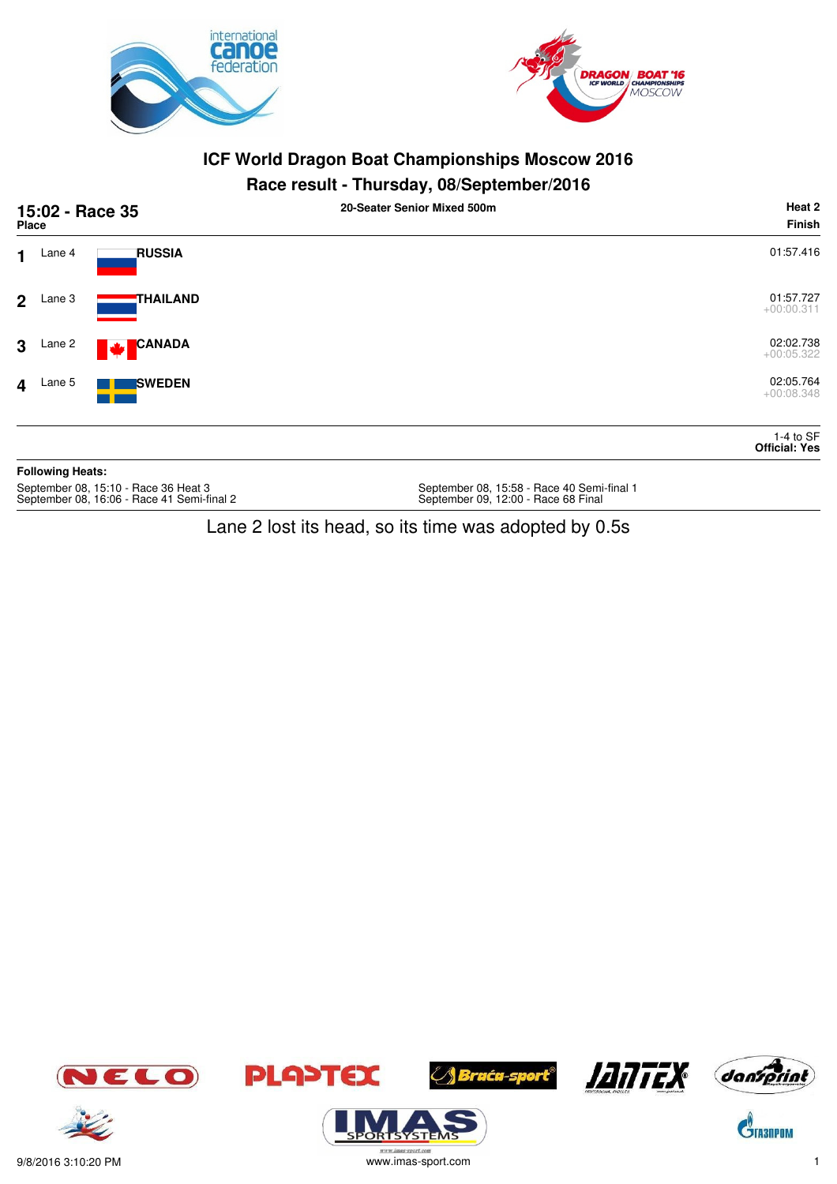# ICF World Dragon Boat Championships Moscow 2016

## Race result - Thursday, 08/September/2016

**15:02 - Race 35** — **20-Seater Senior Mixed 500m** — **Heat 2**

| Place | Lane | Team | Finish |
|---|---|---|---|
| 1 | Lane 4 | **RUSSIA** | 01:57.416 |
| 2 | Lane 3 | **THAILAND** | 01:57.727 +00:00.311 |
| 3 | Lane 2 | **CANADA** | 02:02.738 +00:05.322 |
| 4 | Lane 5 | **SWEDEN** | 02:05.764 +00:08.348 |

1-4 to SF
**Official: Yes**

**Following Heats:**

September 08, 15:10 - Race 36 Heat 3
September 08, 16:06 - Race 41 Semi-final 2
September 08, 15:58 - Race 40 Semi-final 1
September 09, 12:00 - Race 68 Final

Lane 2 lost its head, so its time was adopted by 0.5s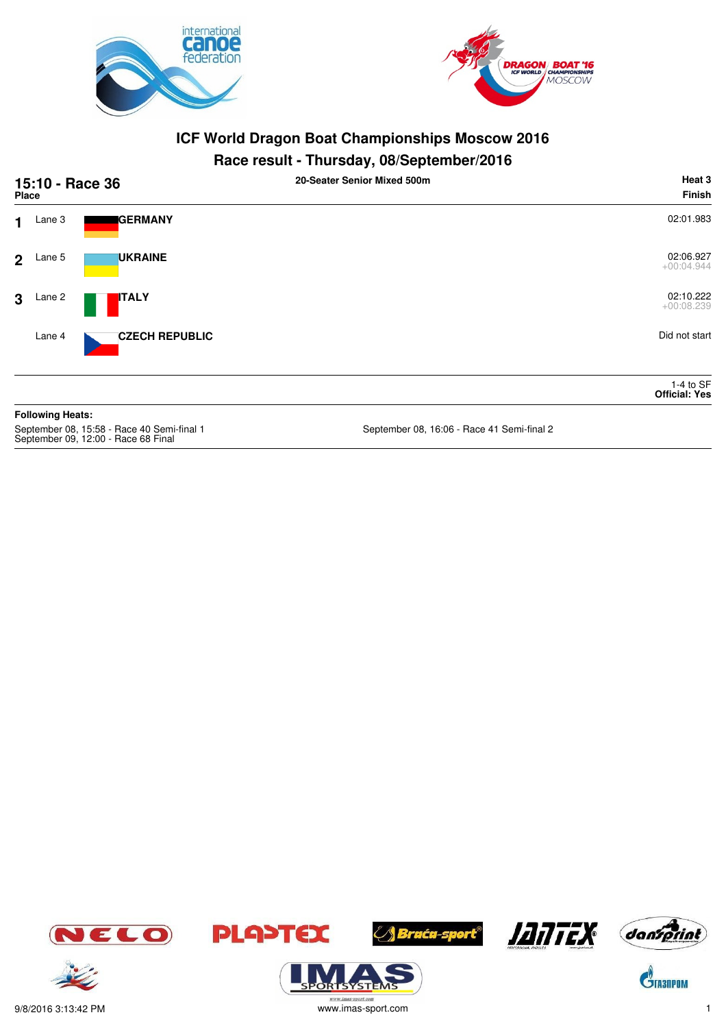# ICF World Dragon Boat Championships Moscow 2016

## Race result - Thursday, 08/September/2016

**15:10 - Race 36** — 20-Seater Senior Mixed 500m — **Heat 3**

| Place | Lane | Team | Finish |
|---|---|---|---|
| 1 | Lane 3 | **GERMANY** | 02:01.983 |
| 2 | Lane 5 | **UKRAINE** | 02:06.927<br>+00:04.944 |
| 3 | Lane 2 | **ITALY** | 02:10.222<br>+00:08.239 |
| | Lane 4 | **CZECH REPUBLIC** | Did not start |

1-4 to SF
**Official: Yes**

**Following Heats:**

September 08, 15:58 - Race 40 Semi-final 1
September 08, 16:06 - Race 41 Semi-final 2
September 09, 12:00 - Race 68 Final

9/8/2016 3:13:42 PM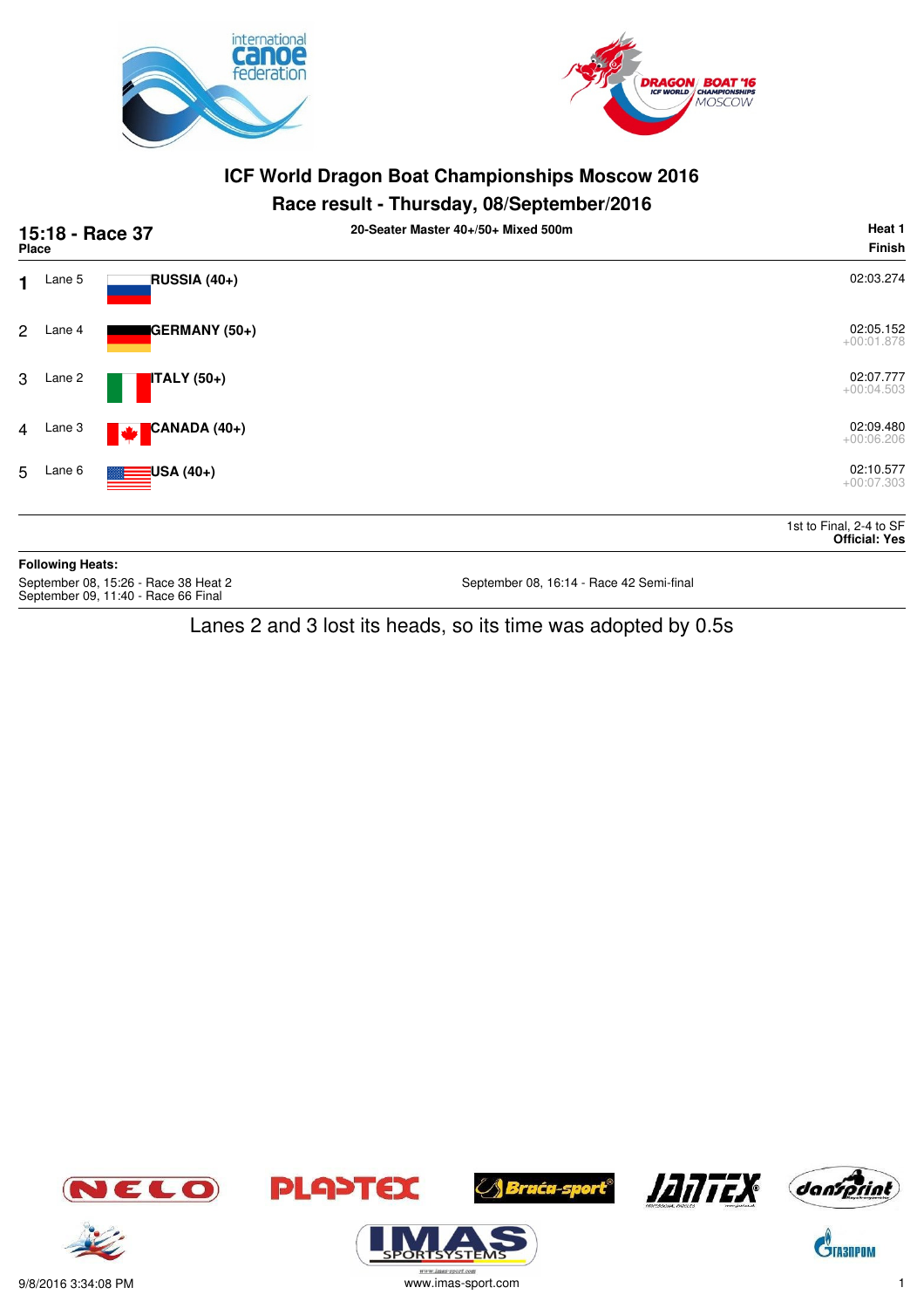# ICF World Dragon Boat Championships Moscow 2016

## Race result - Thursday, 08/September/2016

**15:18 - Race 37** — 20-Seater Master 40+/50+ Mixed 500m — **Heat 1**

| Place | Lane | Team | Finish |
|---|---|---|---|
| 1 | Lane 5 | RUSSIA (40+) | 02:03.274 |
| 2 | Lane 4 | GERMANY (50+) | 02:05.152 +00:01.878 |
| 3 | Lane 2 | ITALY (50+) | 02:07.777 +00:04.503 |
| 4 | Lane 3 | CANADA (40+) | 02:09.480 +00:06.206 |
| 5 | Lane 6 | USA (40+) | 02:10.577 +00:07.303 |

1st to Final, 2-4 to SF
**Official: Yes**

**Following Heats:**

September 08, 15:26 - Race 38 Heat 2
September 09, 11:40 - Race 66 Final
September 08, 16:14 - Race 42 Semi-final

Lanes 2 and 3 lost its heads, so its time was adopted by 0.5s

9/8/2016 3:34:08 PM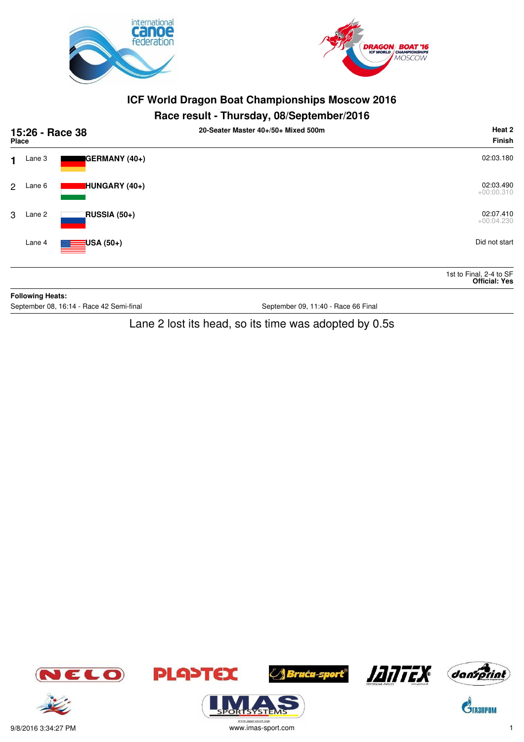# ICF World Dragon Boat Championships Moscow 2016

## Race result - Thursday, 08/September/2016

**15:26 - Race 38** — **20-Seater Master 40+/50+ Mixed 500m** — **Heat 2**

| Place | Lane | Crew | Finish |
|---|---|---|---|
| 1 | Lane 3 | **GERMANY (40+)** | 02:03.180 |
| 2 | Lane 6 | **HUNGARY (40+)** | 02:03.490<br>+00:00.310 |
| 3 | Lane 2 | **RUSSIA (50+)** | 02:07.410<br>+00:04.230 |
| | Lane 4 | **USA (50+)** | Did not start |

1st to Final, 2-4 to SF
**Official: Yes**

**Following Heats:**

September 08, 16:14 - Race 42 Semi-final

September 09, 11:40 - Race 66 Final

Lane 2 lost its head, so its time was adopted by 0.5s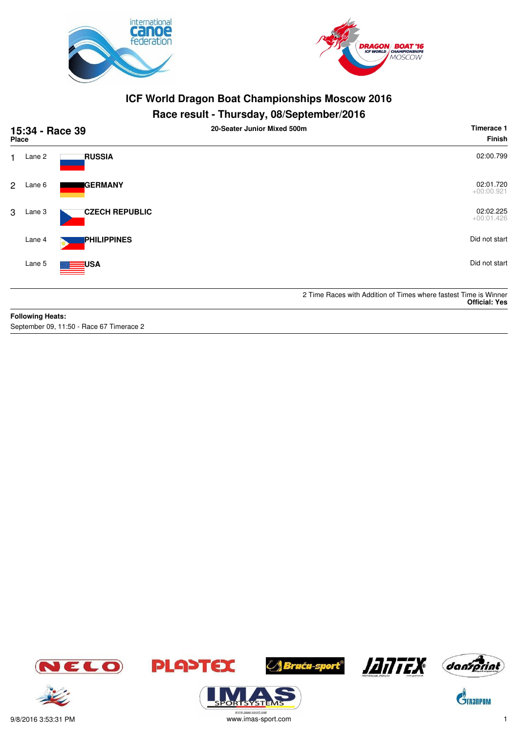# ICF World Dragon Boat Championships Moscow 2016

## Race result - Thursday, 08/September/2016

**15:34 - Race 39** — 20-Seater Junior Mixed 500m — Timerace 1

| Place | Lane | Crew | Finish |
|---|---|---|---|
| 1 | Lane 2 | **RUSSIA** | 02:00.799 |
| 2 | Lane 6 | **GERMANY** | 02:01.720<br>+00:00.921 |
| 3 | Lane 3 | **CZECH REPUBLIC** | 02:02.225<br>+00:01.426 |
| | Lane 4 | **PHILIPPINES** | Did not start |
| | Lane 5 | **USA** | Did not start |

2 Time Races with Addition of Times where fastest Time is Winner
**Official: Yes**

**Following Heats:**
September 09, 11:50 - Race 67 Timerace 2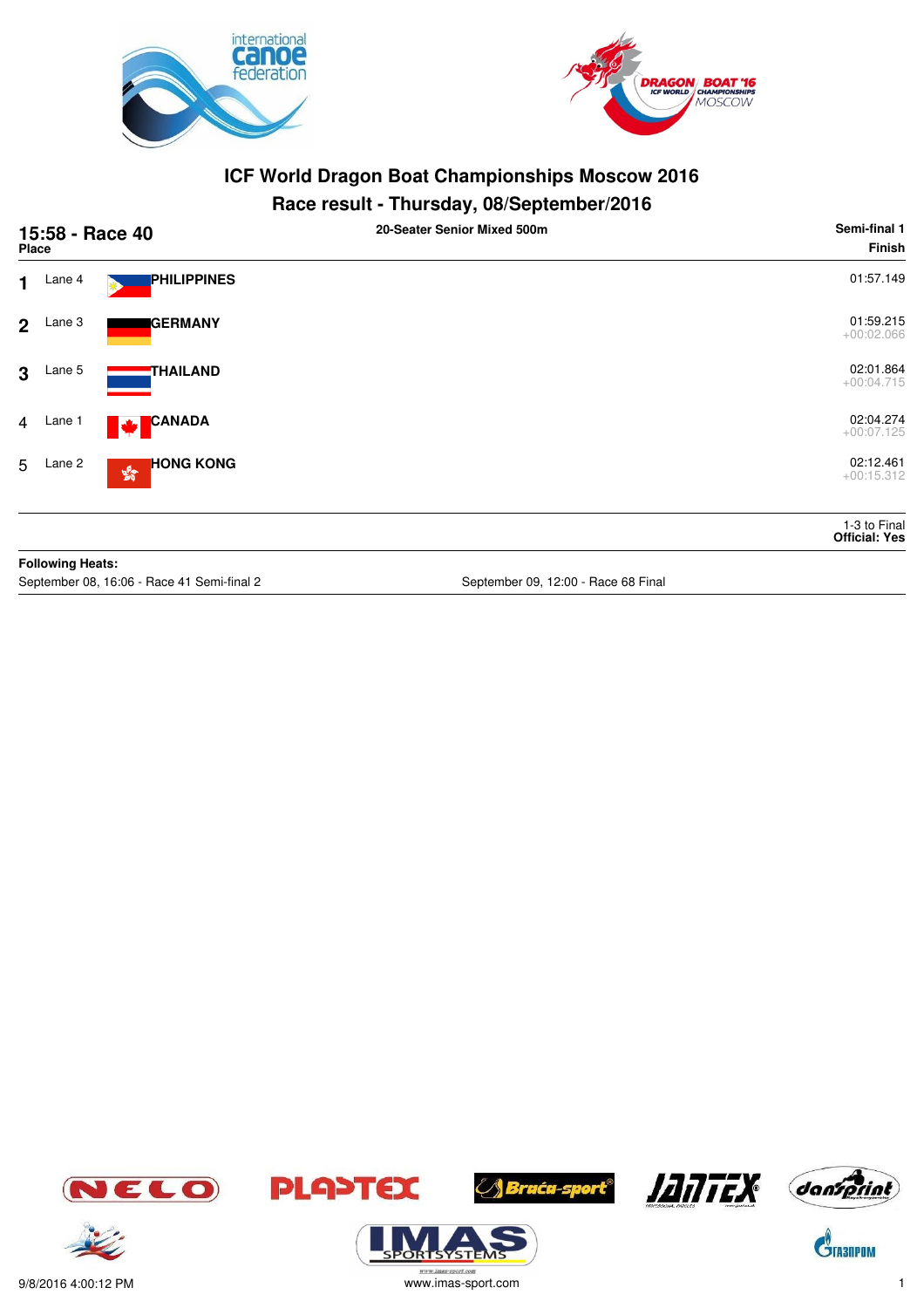# ICF World Dragon Boat Championships Moscow 2016

## Race result - Thursday, 08/September/2016

**15:58 - Race 40** | **20-Seater Senior Mixed 500m** | **Semi-final 1**

| Place | Lane | Country | Finish |
|---|---|---|---|
| 1 | Lane 4 | PHILIPPINES | 01:57.149 |
| 2 | Lane 3 | GERMANY | 01:59.215<br>+00:02.066 |
| 3 | Lane 5 | THAILAND | 02:01.864<br>+00:04.715 |
| 4 | Lane 1 | CANADA | 02:04.274<br>+00:07.125 |
| 5 | Lane 2 | HONG KONG | 02:12.461<br>+00:15.312 |

1-3 to Final
**Official: Yes**

**Following Heats:**

September 08, 16:06 - Race 41 Semi-final 2

September 09, 12:00 - Race 68 Final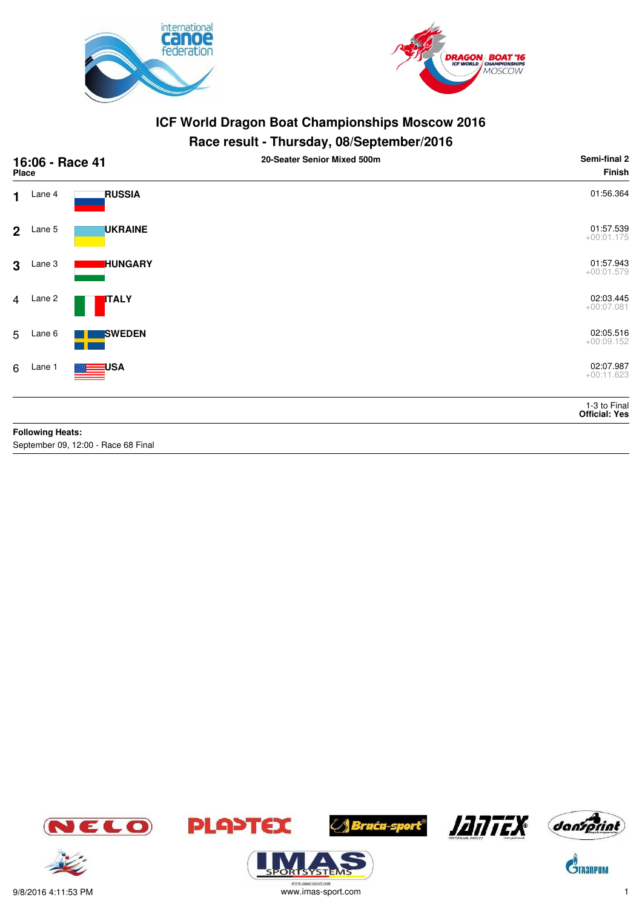# ICF World Dragon Boat Championships Moscow 2016

## Race result - Thursday, 08/September/2016

**16:06 - Race 41** — 20-Seater Senior Mixed 500m — **Semi-final 2**

| Place | Lane | Country | Finish |
|---|---|---|---|
| 1 | Lane 4 | RUSSIA | 01:56.364 |
| 2 | Lane 5 | UKRAINE | 01:57.539 +00:01.175 |
| 3 | Lane 3 | HUNGARY | 01:57.943 +00:01.579 |
| 4 | Lane 2 | ITALY | 02:03.445 +00:07.081 |
| 5 | Lane 6 | SWEDEN | 02:05.516 +00:09.152 |
| 6 | Lane 1 | USA | 02:07.987 +00:11.623 |

1-3 to Final
**Official: Yes**

**Following Heats:**
September 09, 12:00 - Race 68 Final

9/8/2016 4:11:53 PM
www.imas-sport.com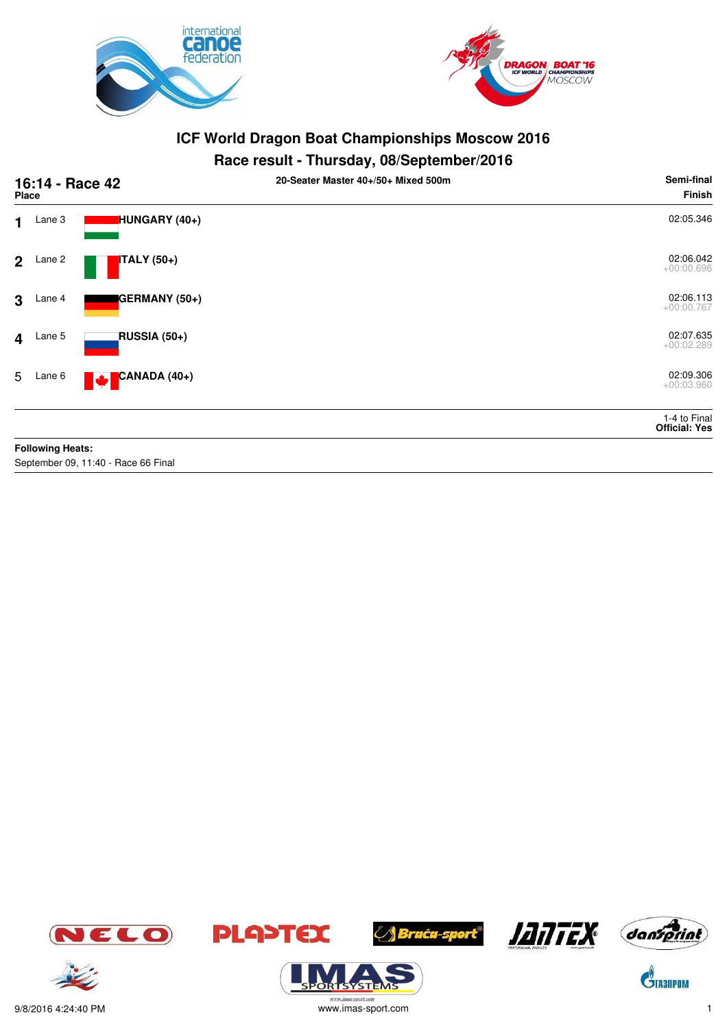# ICF World Dragon Boat Championships Moscow 2016

## Race result - Thursday, 08/September/2016

**16:14 - Race 42** | **20-Seater Master 40+/50+ Mixed 500m** | **Semi-final**

| Place | Lane | Crew | Finish |
|---|---|---|---|
| 1 | Lane 3 | **HUNGARY (40+)** | 02:05.346 |
| 2 | Lane 2 | **ITALY (50+)** | 02:06.042<br>+00:00.696 |
| 3 | Lane 4 | **GERMANY (50+)** | 02:06.113<br>+00:00.767 |
| 4 | Lane 5 | **RUSSIA (50+)** | 02:07.635<br>+00:02.289 |
| 5 | Lane 6 | **CANADA (40+)** | 02:09.306<br>+00:03.960 |

1-4 to Final
**Official: Yes**

**Following Heats:**
September 09, 11:40 - Race 66 Final

9/8/2016 4:24:40 PM
www.imas-sport.com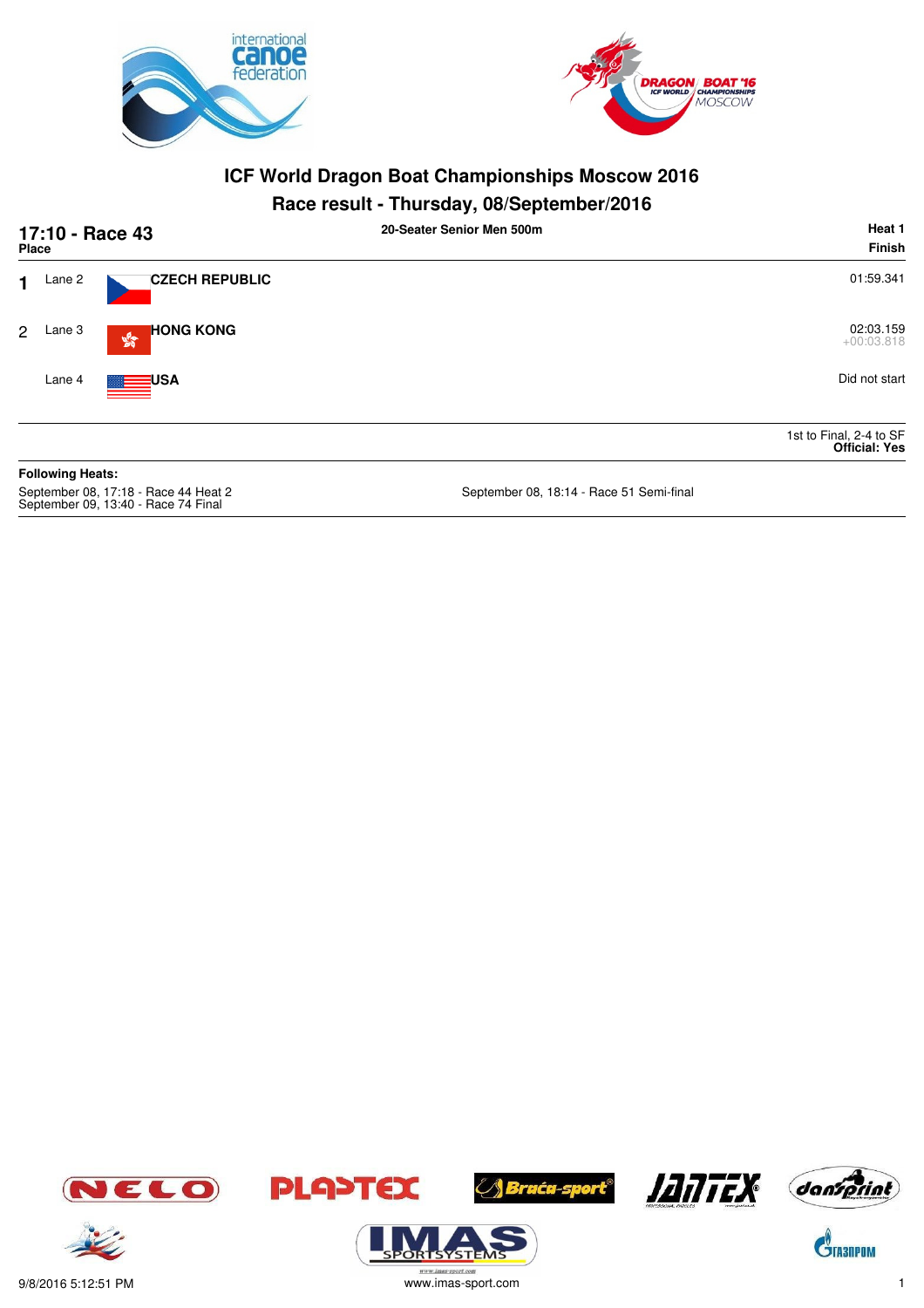# ICF World Dragon Boat Championships Moscow 2016

## Race result - Thursday, 08/September/2016

**17:10 - Race 43** — 20-Seater Senior Men 500m — **Heat 1**

| Place | Lane | Country | Finish |
|---|---|---|---|
| 1 | Lane 2 | **CZECH REPUBLIC** | 01:59.341 |
| 2 | Lane 3 | **HONG KONG** | 02:03.159 +00:03.818 |
| | Lane 4 | **USA** | Did not start |

1st to Final, 2-4 to SF
**Official: Yes**

**Following Heats:**

September 08, 17:18 - Race 44 Heat 2
September 09, 13:40 - Race 74 Final
September 08, 18:14 - Race 51 Semi-final

9/8/2016 5:12:51 PM
www.imas-sport.com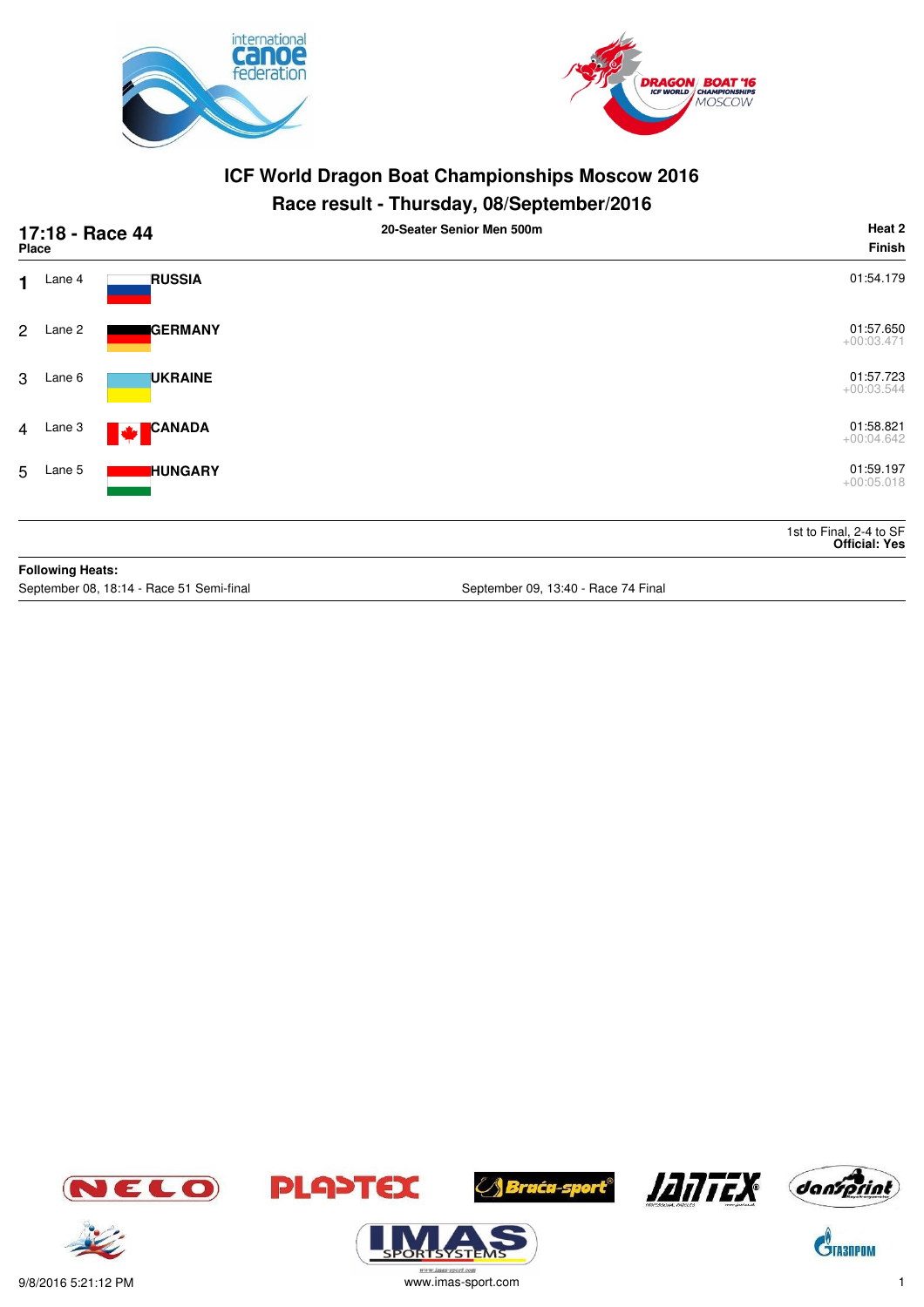# ICF World Dragon Boat Championships Moscow 2016

## Race result - Thursday, 08/September/2016

**17:18 - Race 44** — **20-Seater Senior Men 500m** — **Heat 2**

| Place | Lane | Country | Finish |
|---|---|---|---|
| 1 | Lane 4 | **RUSSIA** | 01:54.179 |
| 2 | Lane 2 | **GERMANY** | 01:57.650 +00:03.471 |
| 3 | Lane 6 | **UKRAINE** | 01:57.723 +00:03.544 |
| 4 | Lane 3 | **CANADA** | 01:58.821 +00:04.642 |
| 5 | Lane 5 | **HUNGARY** | 01:59.197 +00:05.018 |

1st to Final, 2-4 to SF
**Official: Yes**

**Following Heats:**

September 08, 18:14 - Race 51 Semi-final

September 09, 13:40 - Race 74 Final

9/8/2016 5:21:12 PM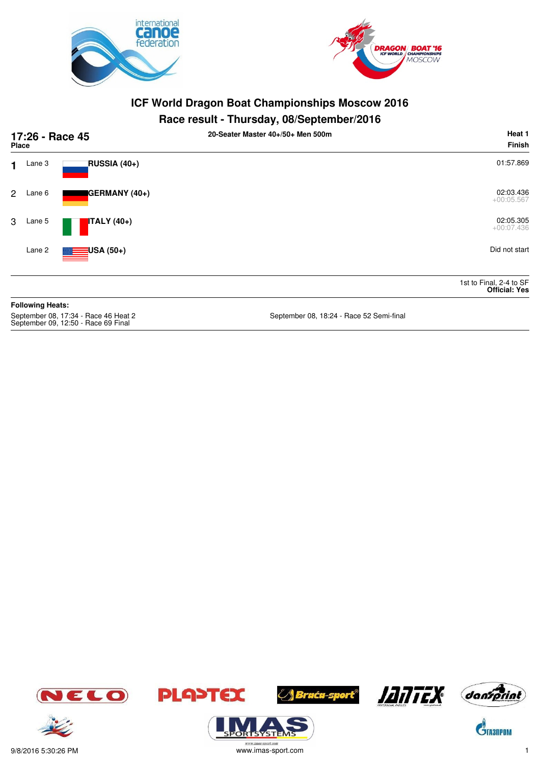# ICF World Dragon Boat Championships Moscow 2016

## Race result - Thursday, 08/September/2016

**17:26 - Race 45** — **20-Seater Master 40+/50+ Men 500m** — **Heat 1**

| Place | Lane | Crew | Finish |
|---|---|---|---|
| 1 | Lane 3 | **RUSSIA (40+)** | 01:57.869 |
| 2 | Lane 6 | **GERMANY (40+)** | 02:03.436 +00:05.567 |
| 3 | Lane 5 | **ITALY (40+)** | 02:05.305 +00:07.436 |
| | Lane 2 | **USA (50+)** | Did not start |

1st to Final, 2-4 to SF
**Official: Yes**

**Following Heats:**

September 08, 17:34 - Race 46 Heat 2
September 09, 12:50 - Race 69 Final
September 08, 18:24 - Race 52 Semi-final

9/8/2016 5:30:26 PM
www.imas-sport.com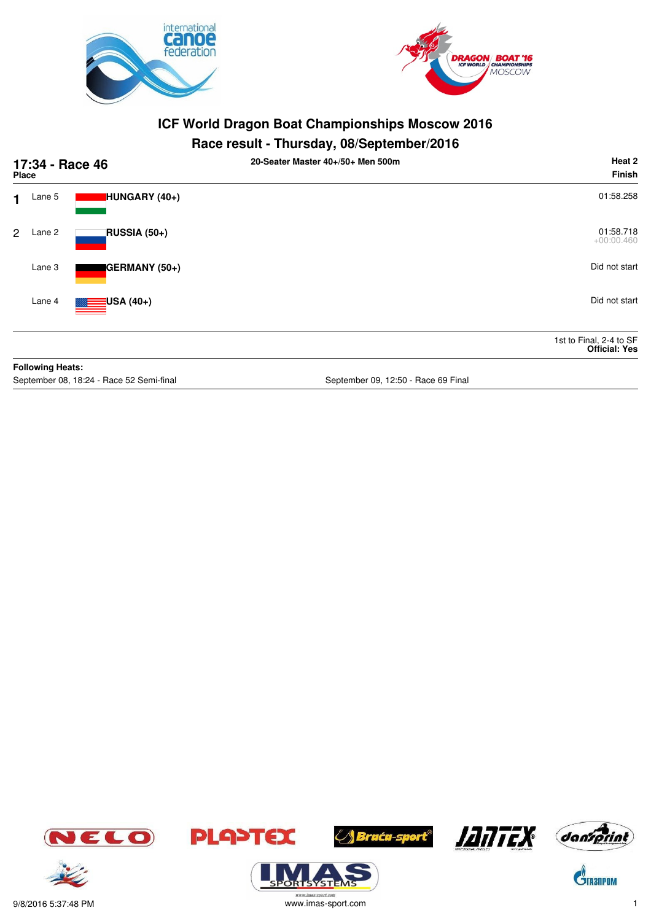# ICF World Dragon Boat Championships Moscow 2016

## Race result - Thursday, 08/September/2016

**17:34 - Race 46** — 20-Seater Master 40+/50+ Men 500m — **Heat 2**

| Place | Lane | Crew | Finish |
|---|---|---|---|
| 1 | Lane 5 | **HUNGARY (40+)** | 01:58.258 |
| 2 | Lane 2 | **RUSSIA (50+)** | 01:58.718<br>+00:00.460 |
| | Lane 3 | **GERMANY (50+)** | Did not start |
| | Lane 4 | **USA (40+)** | Did not start |

1st to Final, 2-4 to SF
**Official: Yes**

**Following Heats:**

September 08, 18:24 - Race 52 Semi-final

September 09, 12:50 - Race 69 Final

9/8/2016 5:37:48 PM

www.imas-sport.com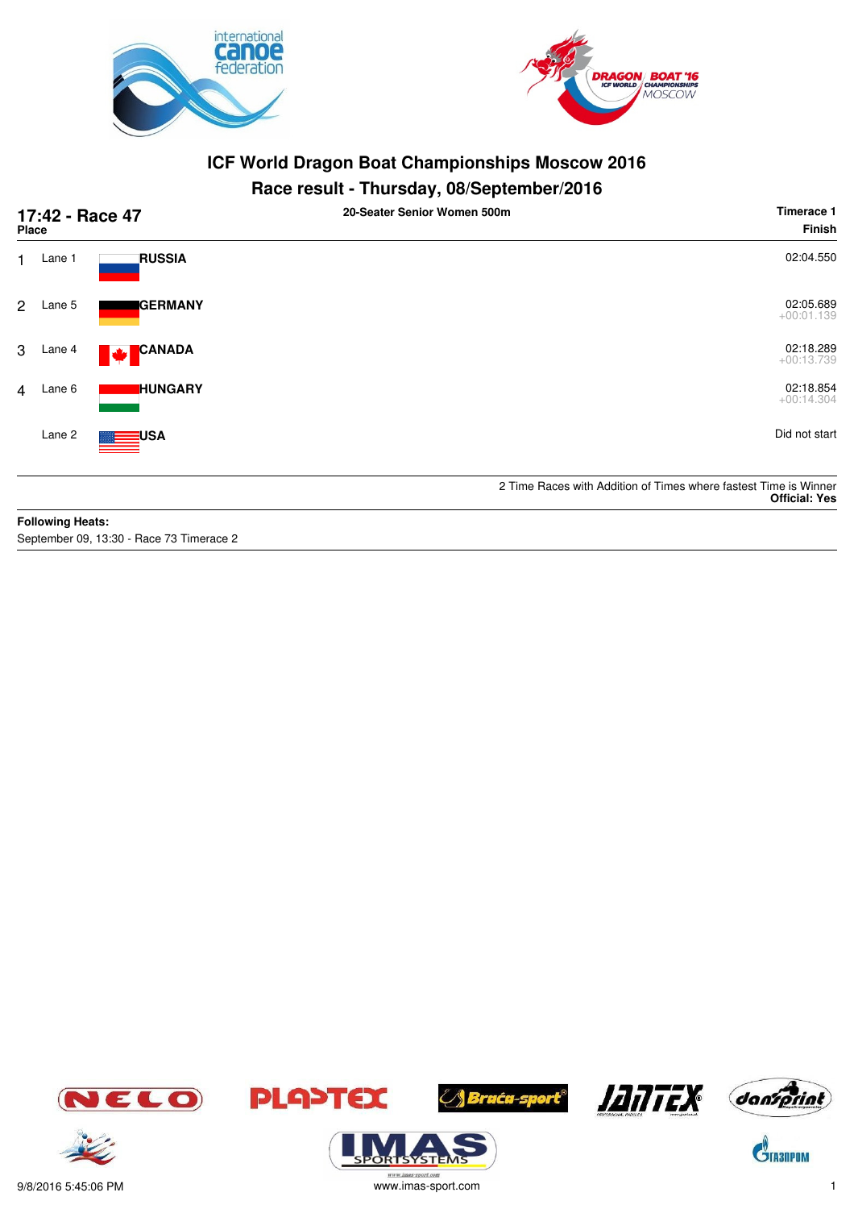# ICF World Dragon Boat Championships Moscow 2016

## Race result - Thursday, 08/September/2016

**17:42 - Race 47** — **20-Seater Senior Women 500m** — **Timerace 1**

| Place | Lane | Country | Finish |
|---|---|---|---|
| 1 | Lane 1 | **RUSSIA** | 02:04.550 |
| 2 | Lane 5 | **GERMANY** | 02:05.689<br>+00:01.139 |
| 3 | Lane 4 | **CANADA** | 02:18.289<br>+00:13.739 |
| 4 | Lane 6 | **HUNGARY** | 02:18.854<br>+00:14.304 |
| | Lane 2 | **USA** | Did not start |

2 Time Races with Addition of Times where fastest Time is Winner
**Official: Yes**

**Following Heats:**
September 09, 13:30 - Race 73 Timerace 2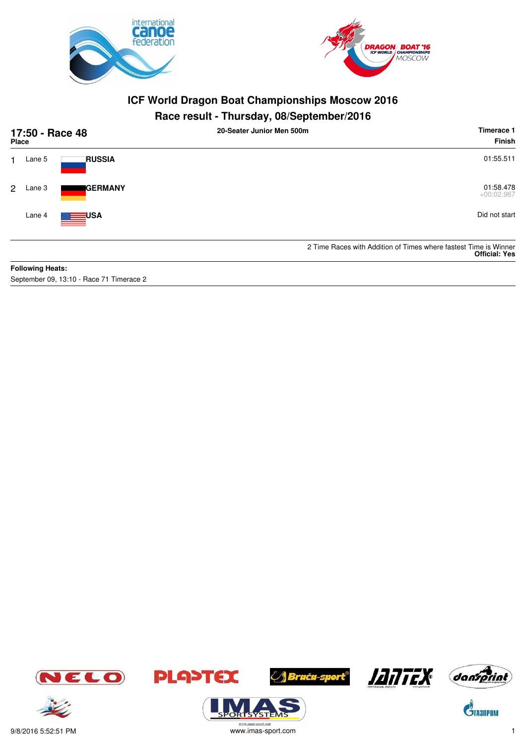# ICF World Dragon Boat Championships Moscow 2016

## Race result - Thursday, 08/September/2016

**17:50 - Race 48** — **20-Seater Junior Men 500m** — **Timerace 1**

| Place | Lane | Team | Finish |
|---|---|---|---|
| 1 | Lane 5 | **RUSSIA** | 01:55.511 |
| 2 | Lane 3 | **GERMANY** | 01:58.478 +00:02.967 |
| | Lane 4 | **USA** | Did not start |

2 Time Races with Addition of Times where fastest Time is Winner
**Official: Yes**

**Following Heats:**
September 09, 13:10 - Race 71 Timerace 2

9/8/2016 5:52:51 PM www.imas-sport.com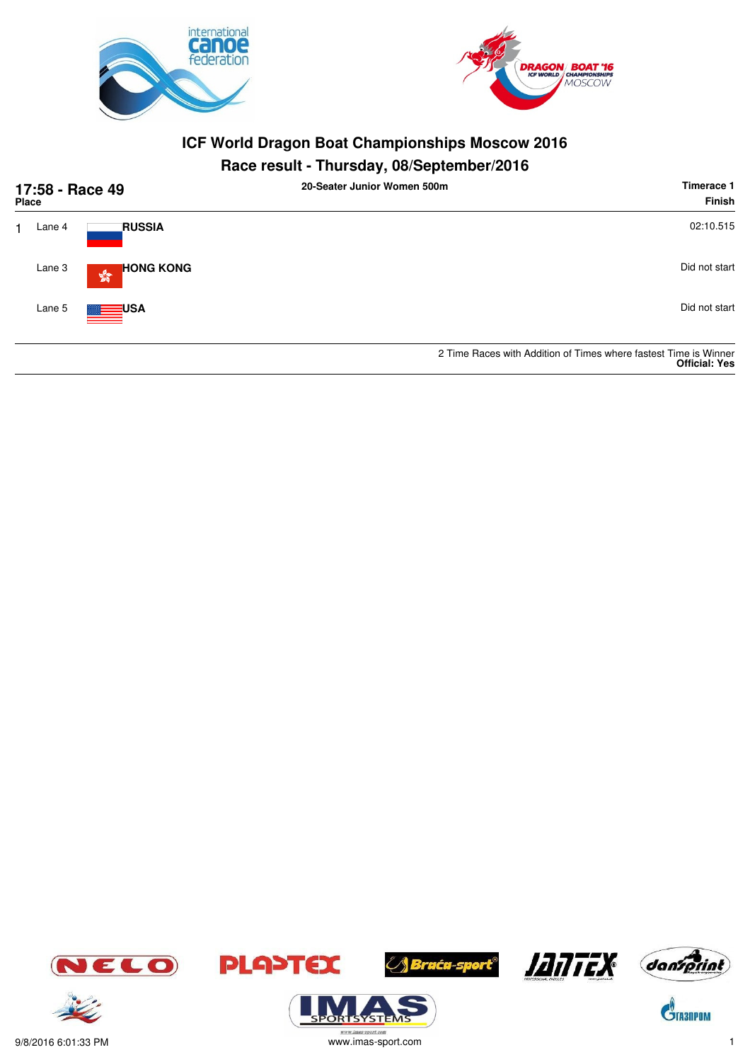# ICF World Dragon Boat Championships Moscow 2016

## Race result - Thursday, 08/September/2016

**17:58 - Race 49** — **20-Seater Junior Women 500m** — **Timerace 1**

| Place | Lane | Country | Finish |
|---|---|---|---|
| 1 | Lane 4 | **RUSSIA** | 02:10.515 |
| | Lane 3 | **HONG KONG** | Did not start |
| | Lane 5 | **USA** | Did not start |

2 Time Races with Addition of Times where fastest Time is Winner
**Official: Yes**

9/8/2016 6:01:33 PM

www.imas-sport.com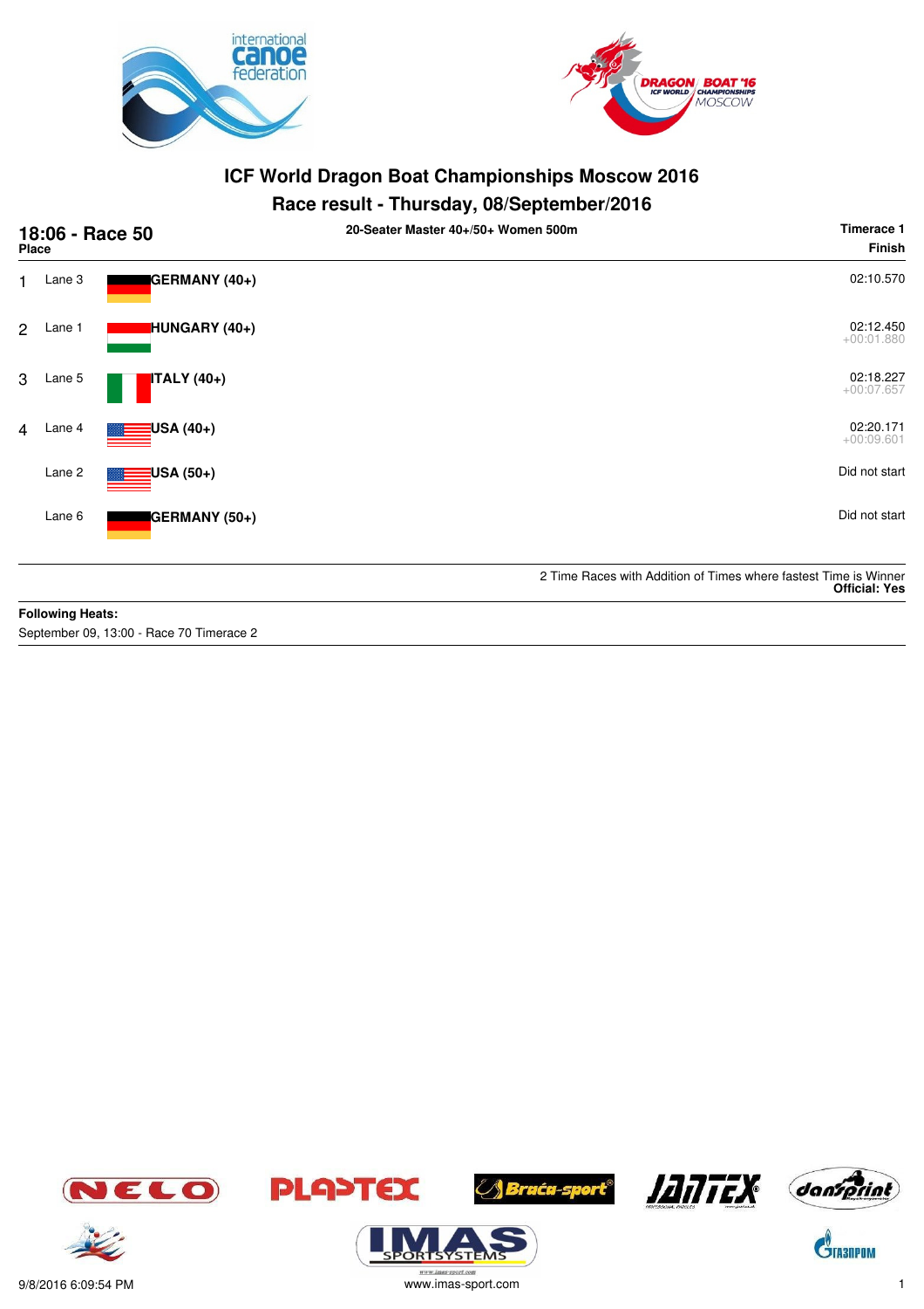# ICF World Dragon Boat Championships Moscow 2016

## Race result - Thursday, 08/September/2016

**18:06 - Race 50** — **20-Seater Master 40+/50+ Women 500m** — **Timerace 1**

| Place | Lane | Crew | Finish |
|---|---|---|---|
| 1 | Lane 3 | GERMANY (40+) | 02:10.570 |
| 2 | Lane 1 | HUNGARY (40+) | 02:12.450 +00:01.880 |
| 3 | Lane 5 | ITALY (40+) | 02:18.227 +00:07.657 |
| 4 | Lane 4 | USA (40+) | 02:20.171 +00:09.601 |
| | Lane 2 | USA (50+) | Did not start |
| | Lane 6 | GERMANY (50+) | Did not start |

2 Time Races with Addition of Times where fastest Time is Winner
**Official: Yes**

**Following Heats:**
September 09, 13:00 - Race 70 Timerace 2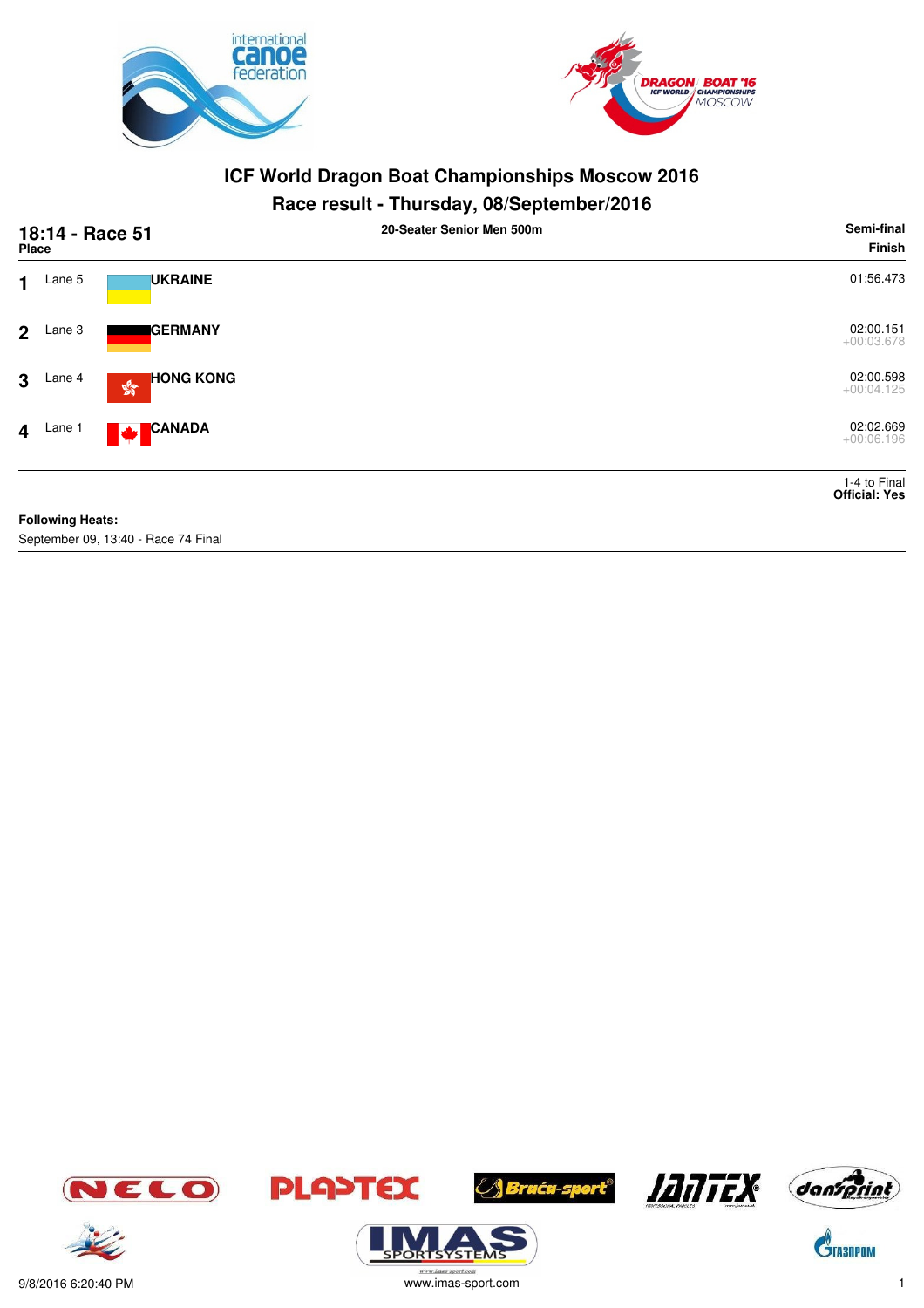# ICF World Dragon Boat Championships Moscow 2016

## Race result - Thursday, 08/September/2016

**18:14 - Race 51** | **20-Seater Senior Men 500m** | **Semi-final**

| Place | Lane | Country | Finish |
|---|---|---|---|
| 1 | Lane 5 | UKRAINE | 01:56.473 |
| 2 | Lane 3 | GERMANY | 02:00.151 +00:03.678 |
| 3 | Lane 4 | HONG KONG | 02:00.598 +00:04.125 |
| 4 | Lane 1 | CANADA | 02:02.669 +00:06.196 |

1-4 to Final
**Official: Yes**

**Following Heats:**
September 09, 13:40 - Race 74 Final

9/8/2016 6:20:40 PM
www.imas-sport.com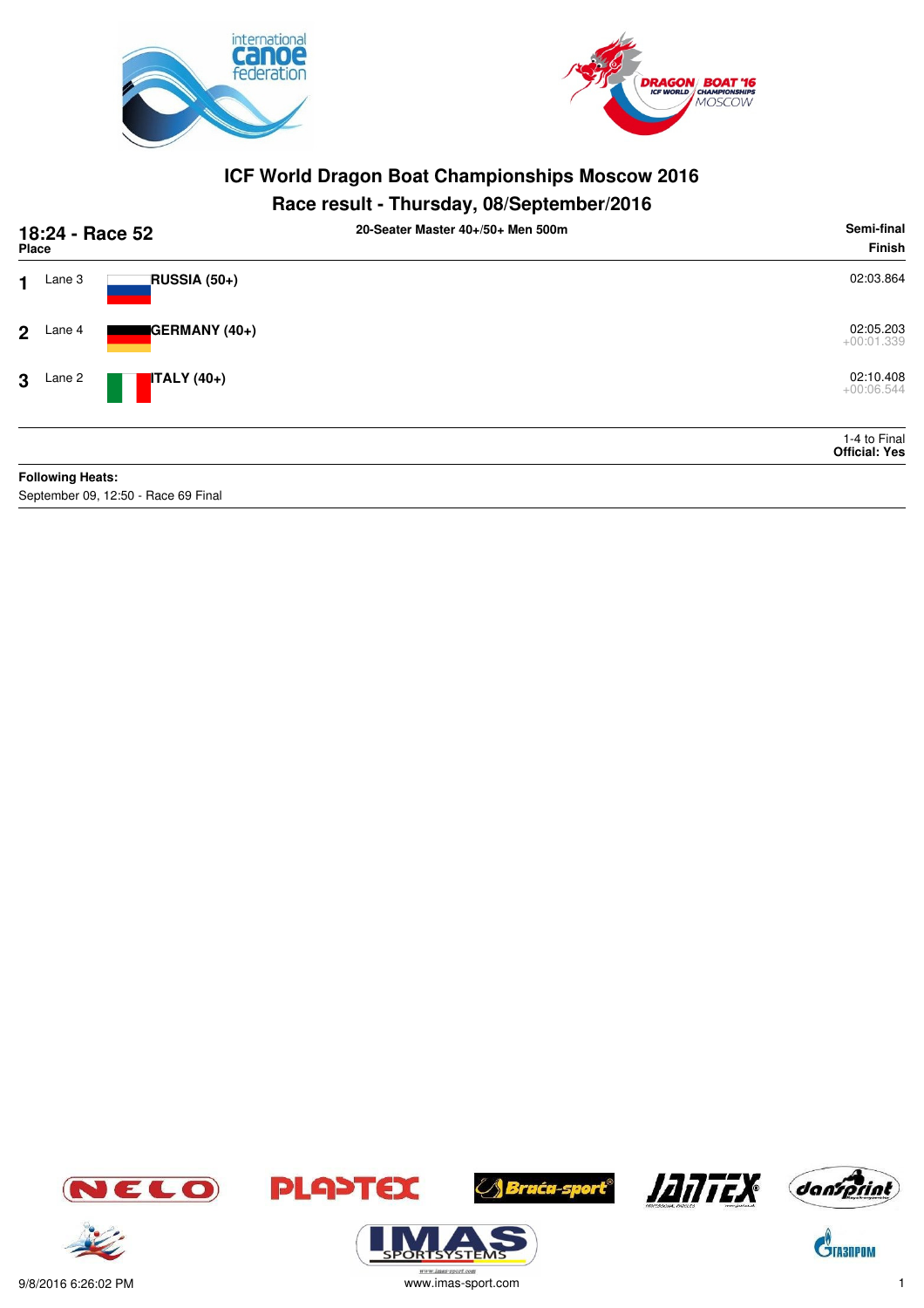# ICF World Dragon Boat Championships Moscow 2016

## Race result - Thursday, 08/September/2016

**18:24 - Race 52** | **20-Seater Master 40+/50+ Men 500m** | **Semi-final**

| Place | Lane | Team | Finish |
|---|---|---|---|
| 1 | Lane 3 | RUSSIA (50+) | 02:03.864 |
| 2 | Lane 4 | GERMANY (40+) | 02:05.203 +00:01.339 |
| 3 | Lane 2 | ITALY (40+) | 02:10.408 +00:06.544 |

1-4 to Final
**Official: Yes**

**Following Heats:**
September 09, 12:50 - Race 69 Final

9/8/2016 6:26:02 PM
www.imas-sport.com